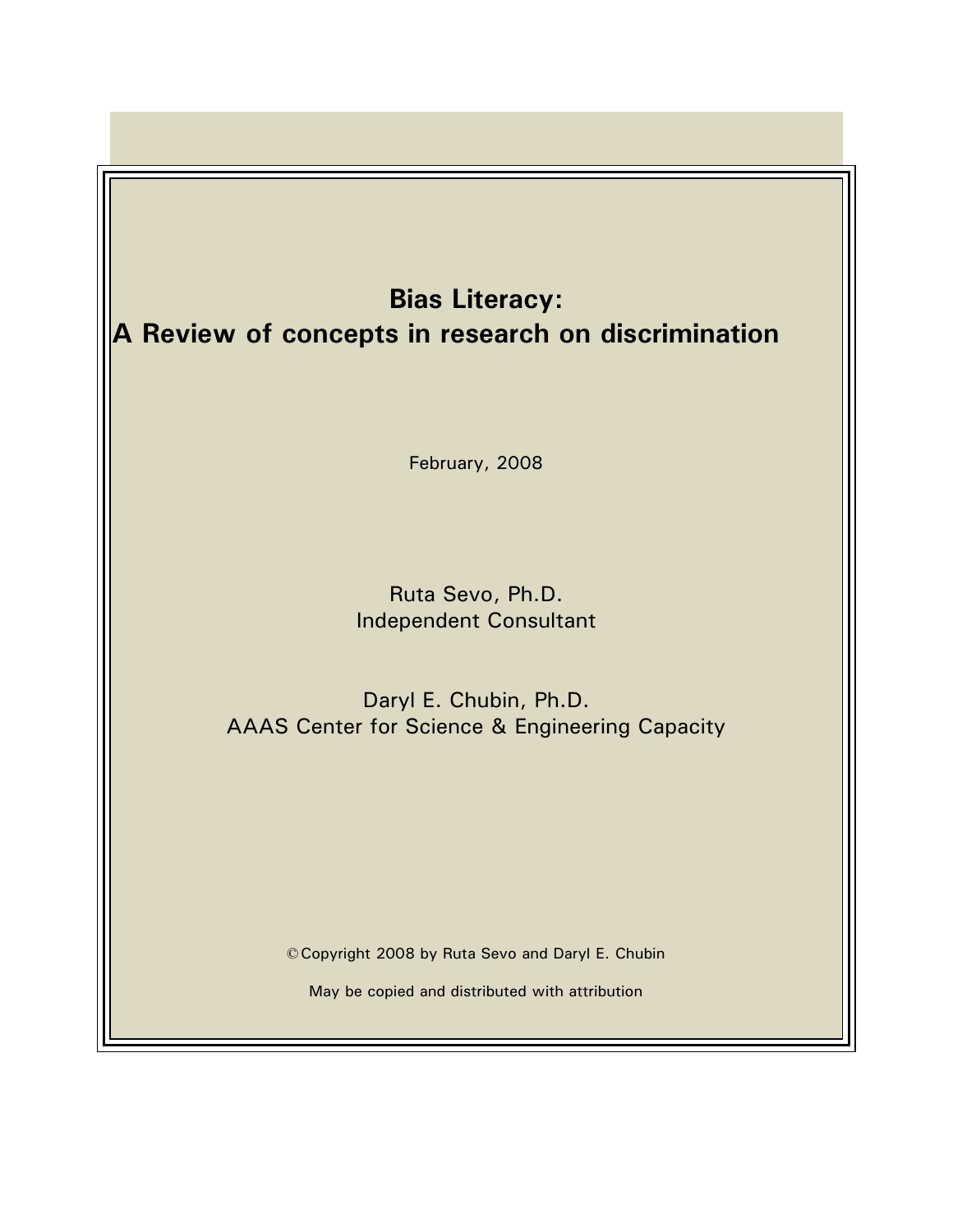# Bias Literacy:
# A Review of concepts in research on discrimination

February, 2008

Ruta Sevo, Ph.D.
Independent Consultant

Daryl E. Chubin, Ph.D.
AAAS Center for Science & Engineering Capacity

© Copyright 2008 by Ruta Sevo and Daryl E. Chubin

May be copied and distributed with attribution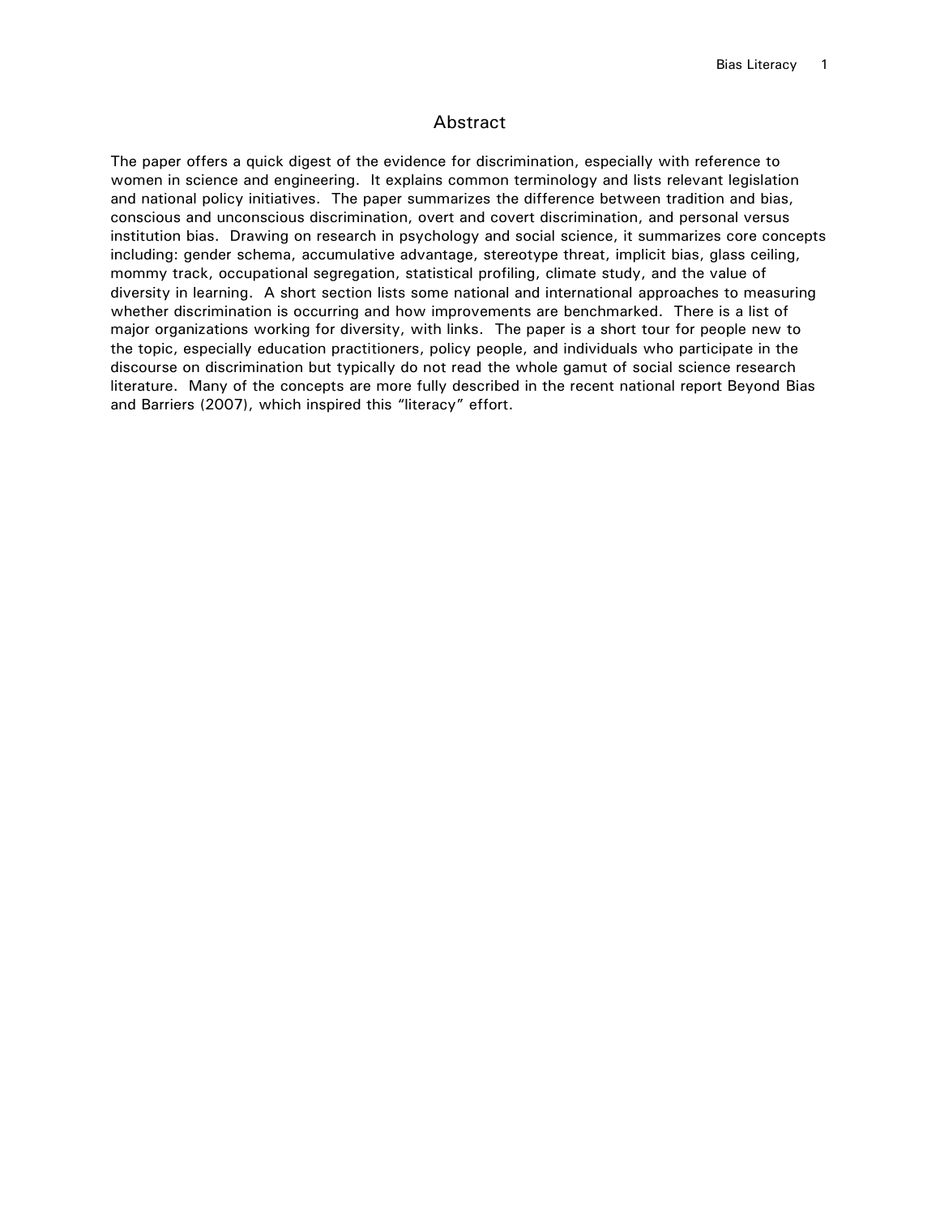## Abstract

The paper offers a quick digest of the evidence for discrimination, especially with reference to women in science and engineering. It explains common terminology and lists relevant legislation and national policy initiatives. The paper summarizes the difference between tradition and bias, conscious and unconscious discrimination, overt and covert discrimination, and personal versus institution bias. Drawing on research in psychology and social science, it summarizes core concepts including: gender schema, accumulative advantage, stereotype threat, implicit bias, glass ceiling, mommy track, occupational segregation, statistical profiling, climate study, and the value of diversity in learning. A short section lists some national and international approaches to measuring whether discrimination is occurring and how improvements are benchmarked. There is a list of major organizations working for diversity, with links. The paper is a short tour for people new to the topic, especially education practitioners, policy people, and individuals who participate in the discourse on discrimination but typically do not read the whole gamut of social science research literature. Many of the concepts are more fully described in the recent national report Beyond Bias and Barriers (2007), which inspired this "literacy" effort.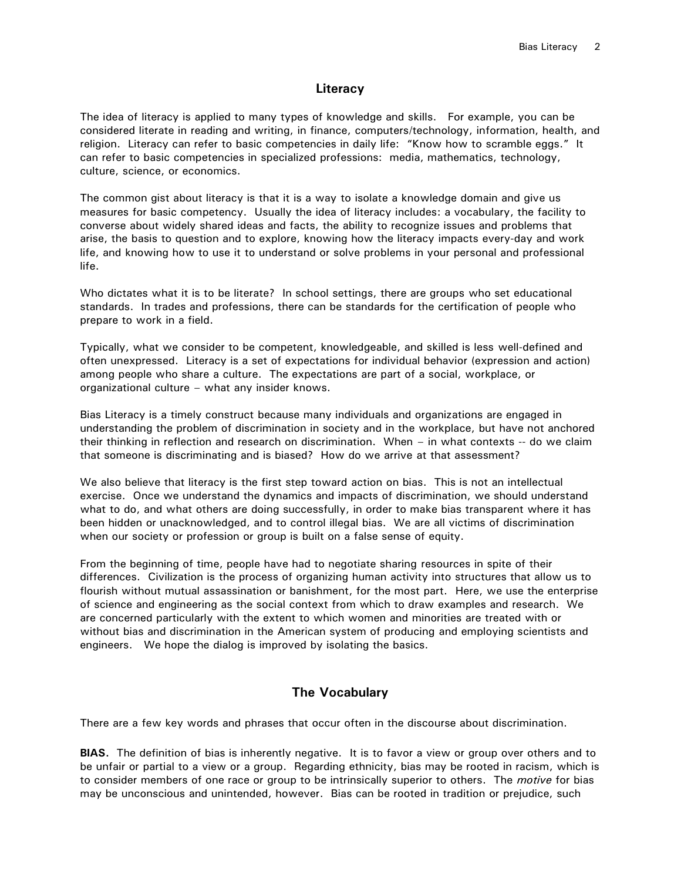## Literacy

The idea of literacy is applied to many types of knowledge and skills. For example, you can be considered literate in reading and writing, in finance, computers/technology, information, health, and religion. Literacy can refer to basic competencies in daily life: "Know how to scramble eggs." It can refer to basic competencies in specialized professions: media, mathematics, technology, culture, science, or economics.

The common gist about literacy is that it is a way to isolate a knowledge domain and give us measures for basic competency. Usually the idea of literacy includes: a vocabulary, the facility to converse about widely shared ideas and facts, the ability to recognize issues and problems that arise, the basis to question and to explore, knowing how the literacy impacts every-day and work life, and knowing how to use it to understand or solve problems in your personal and professional life.

Who dictates what it is to be literate? In school settings, there are groups who set educational standards. In trades and professions, there can be standards for the certification of people who prepare to work in a field.

Typically, what we consider to be competent, knowledgeable, and skilled is less well-defined and often unexpressed. Literacy is a set of expectations for individual behavior (expression and action) among people who share a culture. The expectations are part of a social, workplace, or organizational culture – what any insider knows.

Bias Literacy is a timely construct because many individuals and organizations are engaged in understanding the problem of discrimination in society and in the workplace, but have not anchored their thinking in reflection and research on discrimination. When – in what contexts -- do we claim that someone is discriminating and is biased? How do we arrive at that assessment?

We also believe that literacy is the first step toward action on bias. This is not an intellectual exercise. Once we understand the dynamics and impacts of discrimination, we should understand what to do, and what others are doing successfully, in order to make bias transparent where it has been hidden or unacknowledged, and to control illegal bias. We are all victims of discrimination when our society or profession or group is built on a false sense of equity.

From the beginning of time, people have had to negotiate sharing resources in spite of their differences. Civilization is the process of organizing human activity into structures that allow us to flourish without mutual assassination or banishment, for the most part. Here, we use the enterprise of science and engineering as the social context from which to draw examples and research. We are concerned particularly with the extent to which women and minorities are treated with or without bias and discrimination in the American system of producing and employing scientists and engineers. We hope the dialog is improved by isolating the basics.

## The Vocabulary

There are a few key words and phrases that occur often in the discourse about discrimination.

**BIAS.** The definition of bias is inherently negative. It is to favor a view or group over others and to be unfair or partial to a view or a group. Regarding ethnicity, bias may be rooted in racism, which is to consider members of one race or group to be intrinsically superior to others. The *motive* for bias may be unconscious and unintended, however. Bias can be rooted in tradition or prejudice, such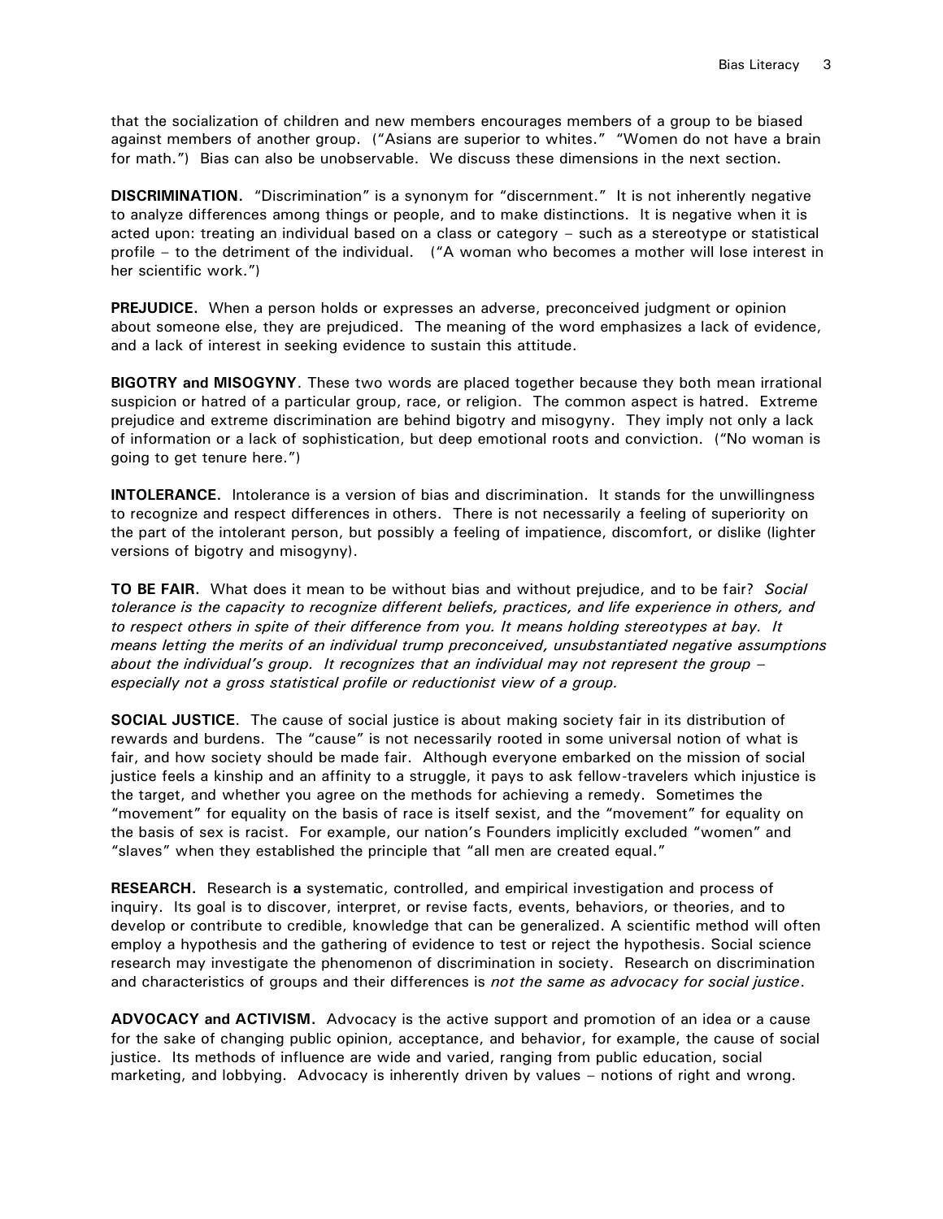that the socialization of children and new members encourages members of a group to be biased against members of another group. ("Asians are superior to whites." "Women do not have a brain for math.") Bias can also be unobservable. We discuss these dimensions in the next section.

**DISCRIMINATION.** "Discrimination" is a synonym for "discernment." It is not inherently negative to analyze differences among things or people, and to make distinctions. It is negative when it is acted upon: treating an individual based on a class or category – such as a stereotype or statistical profile – to the detriment of the individual. ("A woman who becomes a mother will lose interest in her scientific work.")

**PREJUDICE.** When a person holds or expresses an adverse, preconceived judgment or opinion about someone else, they are prejudiced. The meaning of the word emphasizes a lack of evidence, and a lack of interest in seeking evidence to sustain this attitude.

**BIGOTRY and MISOGYNY**. These two words are placed together because they both mean irrational suspicion or hatred of a particular group, race, or religion. The common aspect is hatred. Extreme prejudice and extreme discrimination are behind bigotry and misogyny. They imply not only a lack of information or a lack of sophistication, but deep emotional roots and conviction. ("No woman is going to get tenure here.")

**INTOLERANCE.** Intolerance is a version of bias and discrimination. It stands for the unwillingness to recognize and respect differences in others. There is not necessarily a feeling of superiority on the part of the intolerant person, but possibly a feeling of impatience, discomfort, or dislike (lighter versions of bigotry and misogyny).

**TO BE FAIR.** What does it mean to be without bias and without prejudice, and to be fair? *Social tolerance is the capacity to recognize different beliefs, practices, and life experience in others, and to respect others in spite of their difference from you. It means holding stereotypes at bay. It means letting the merits of an individual trump preconceived, unsubstantiated negative assumptions about the individual's group. It recognizes that an individual may not represent the group – especially not a gross statistical profile or reductionist view of a group.*

**SOCIAL JUSTICE**. The cause of social justice is about making society fair in its distribution of rewards and burdens. The "cause" is not necessarily rooted in some universal notion of what is fair, and how society should be made fair. Although everyone embarked on the mission of social justice feels a kinship and an affinity to a struggle, it pays to ask fellow-travelers which injustice is the target, and whether you agree on the methods for achieving a remedy. Sometimes the "movement" for equality on the basis of race is itself sexist, and the "movement" for equality on the basis of sex is racist. For example, our nation's Founders implicitly excluded "women" and "slaves" when they established the principle that "all men are created equal."

**RESEARCH.** Research is **a** systematic, controlled, and empirical investigation and process of inquiry. Its goal is to discover, interpret, or revise facts, events, behaviors, or theories, and to develop or contribute to credible, knowledge that can be generalized. A scientific method will often employ a hypothesis and the gathering of evidence to test or reject the hypothesis. Social science research may investigate the phenomenon of discrimination in society. Research on discrimination and characteristics of groups and their differences is *not the same as advocacy for social justice*.

**ADVOCACY and ACTIVISM.** Advocacy is the active support and promotion of an idea or a cause for the sake of changing public opinion, acceptance, and behavior, for example, the cause of social justice. Its methods of influence are wide and varied, ranging from public education, social marketing, and lobbying. Advocacy is inherently driven by values – notions of right and wrong.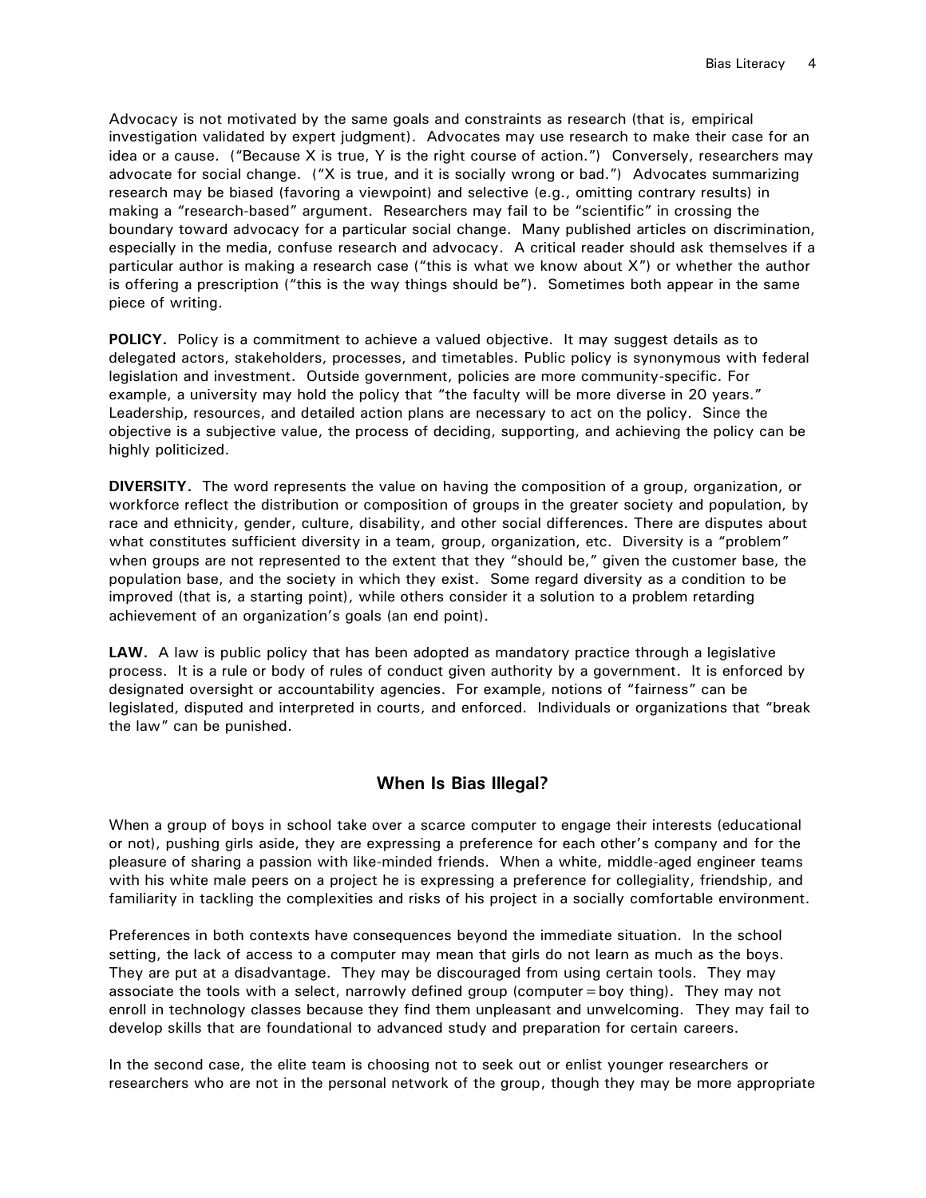Advocacy is not motivated by the same goals and constraints as research (that is, empirical investigation validated by expert judgment). Advocates may use research to make their case for an idea or a cause. ("Because X is true, Y is the right course of action.") Conversely, researchers may advocate for social change. ("X is true, and it is socially wrong or bad.") Advocates summarizing research may be biased (favoring a viewpoint) and selective (e.g., omitting contrary results) in making a "research-based" argument. Researchers may fail to be "scientific" in crossing the boundary toward advocacy for a particular social change. Many published articles on discrimination, especially in the media, confuse research and advocacy. A critical reader should ask themselves if a particular author is making a research case ("this is what we know about X") or whether the author is offering a prescription ("this is the way things should be"). Sometimes both appear in the same piece of writing.

**POLICY.** Policy is a commitment to achieve a valued objective. It may suggest details as to delegated actors, stakeholders, processes, and timetables. Public policy is synonymous with federal legislation and investment. Outside government, policies are more community-specific. For example, a university may hold the policy that "the faculty will be more diverse in 20 years." Leadership, resources, and detailed action plans are necessary to act on the policy. Since the objective is a subjective value, the process of deciding, supporting, and achieving the policy can be highly politicized.

**DIVERSITY.** The word represents the value on having the composition of a group, organization, or workforce reflect the distribution or composition of groups in the greater society and population, by race and ethnicity, gender, culture, disability, and other social differences. There are disputes about what constitutes sufficient diversity in a team, group, organization, etc. Diversity is a "problem" when groups are not represented to the extent that they "should be," given the customer base, the population base, and the society in which they exist. Some regard diversity as a condition to be improved (that is, a starting point), while others consider it a solution to a problem retarding achievement of an organization's goals (an end point).

**LAW.** A law is public policy that has been adopted as mandatory practice through a legislative process. It is a rule or body of rules of conduct given authority by a government. It is enforced by designated oversight or accountability agencies. For example, notions of "fairness" can be legislated, disputed and interpreted in courts, and enforced. Individuals or organizations that "break the law" can be punished.

## When Is Bias Illegal?

When a group of boys in school take over a scarce computer to engage their interests (educational or not), pushing girls aside, they are expressing a preference for each other's company and for the pleasure of sharing a passion with like-minded friends. When a white, middle-aged engineer teams with his white male peers on a project he is expressing a preference for collegiality, friendship, and familiarity in tackling the complexities and risks of his project in a socially comfortable environment.

Preferences in both contexts have consequences beyond the immediate situation. In the school setting, the lack of access to a computer may mean that girls do not learn as much as the boys. They are put at a disadvantage. They may be discouraged from using certain tools. They may associate the tools with a select, narrowly defined group (computer = boy thing). They may not enroll in technology classes because they find them unpleasant and unwelcoming. They may fail to develop skills that are foundational to advanced study and preparation for certain careers.

In the second case, the elite team is choosing not to seek out or enlist younger researchers or researchers who are not in the personal network of the group, though they may be more appropriate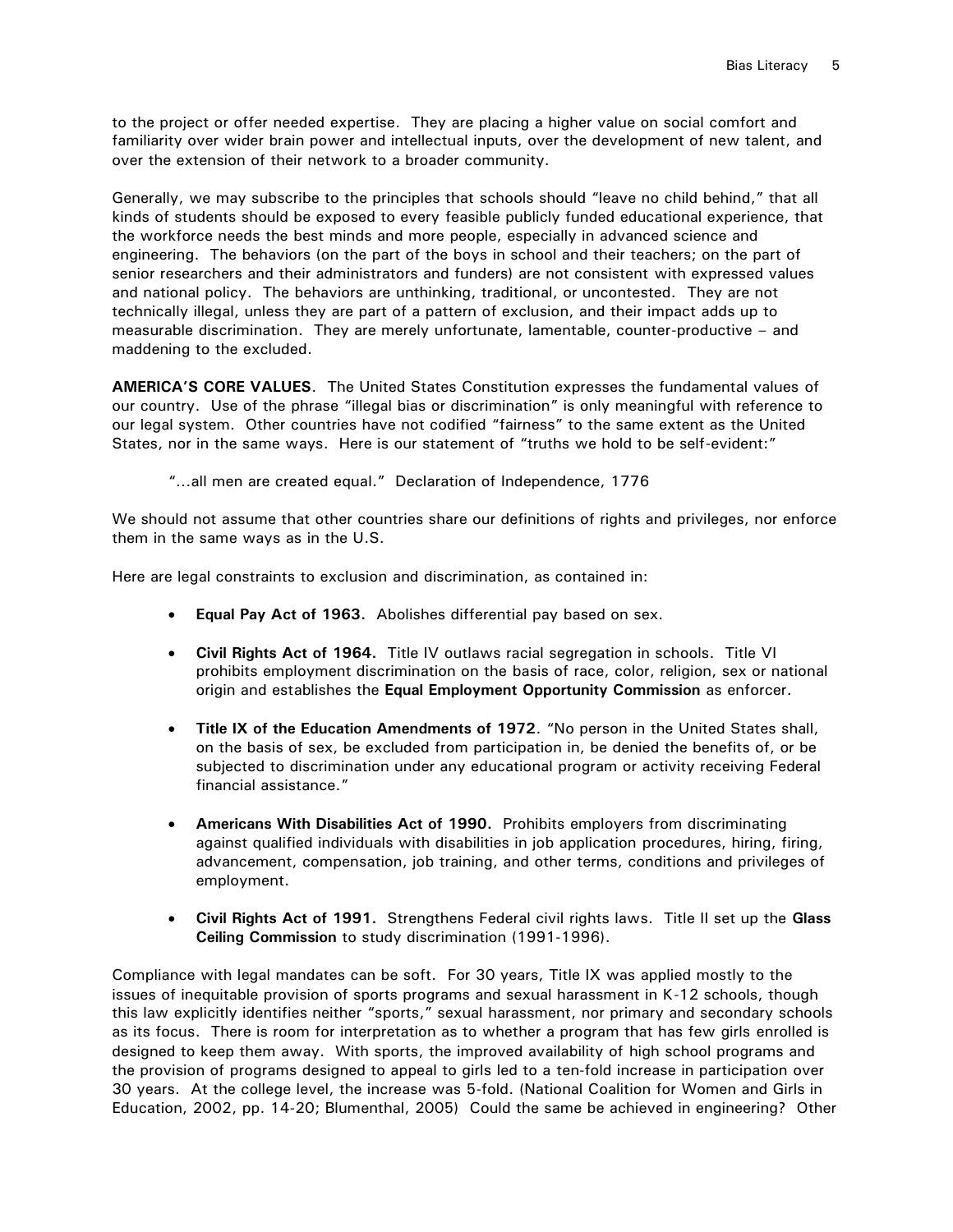to the project or offer needed expertise. They are placing a higher value on social comfort and familiarity over wider brain power and intellectual inputs, over the development of new talent, and over the extension of their network to a broader community.

Generally, we may subscribe to the principles that schools should "leave no child behind," that all kinds of students should be exposed to every feasible publicly funded educational experience, that the workforce needs the best minds and more people, especially in advanced science and engineering. The behaviors (on the part of the boys in school and their teachers; on the part of senior researchers and their administrators and funders) are not consistent with expressed values and national policy. The behaviors are unthinking, traditional, or uncontested. They are not technically illegal, unless they are part of a pattern of exclusion, and their impact adds up to measurable discrimination. They are merely unfortunate, lamentable, counter-productive – and maddening to the excluded.

**AMERICA'S CORE VALUES**. The United States Constitution expresses the fundamental values of our country. Use of the phrase "illegal bias or discrimination" is only meaningful with reference to our legal system. Other countries have not codified "fairness" to the same extent as the United States, nor in the same ways. Here is our statement of "truths we hold to be self-evident:"

> "…all men are created equal." Declaration of Independence, 1776

We should not assume that other countries share our definitions of rights and privileges, nor enforce them in the same ways as in the U.S.

Here are legal constraints to exclusion and discrimination, as contained in:

- **Equal Pay Act of 1963.** Abolishes differential pay based on sex.
- **Civil Rights Act of 1964.** Title IV outlaws racial segregation in schools. Title VI prohibits employment discrimination on the basis of race, color, religion, sex or national origin and establishes the **Equal Employment Opportunity Commission** as enforcer.
- **Title IX of the Education Amendments of 1972**. "No person in the United States shall, on the basis of sex, be excluded from participation in, be denied the benefits of, or be subjected to discrimination under any educational program or activity receiving Federal financial assistance."
- **Americans With Disabilities Act of 1990.** Prohibits employers from discriminating against qualified individuals with disabilities in job application procedures, hiring, firing, advancement, compensation, job training, and other terms, conditions and privileges of employment.
- **Civil Rights Act of 1991.** Strengthens Federal civil rights laws. Title II set up the **Glass Ceiling Commission** to study discrimination (1991-1996).

Compliance with legal mandates can be soft. For 30 years, Title IX was applied mostly to the issues of inequitable provision of sports programs and sexual harassment in K-12 schools, though this law explicitly identifies neither "sports," sexual harassment, nor primary and secondary schools as its focus. There is room for interpretation as to whether a program that has few girls enrolled is designed to keep them away. With sports, the improved availability of high school programs and the provision of programs designed to appeal to girls led to a ten-fold increase in participation over 30 years. At the college level, the increase was 5-fold. (National Coalition for Women and Girls in Education, 2002, pp. 14-20; Blumenthal, 2005) Could the same be achieved in engineering? Other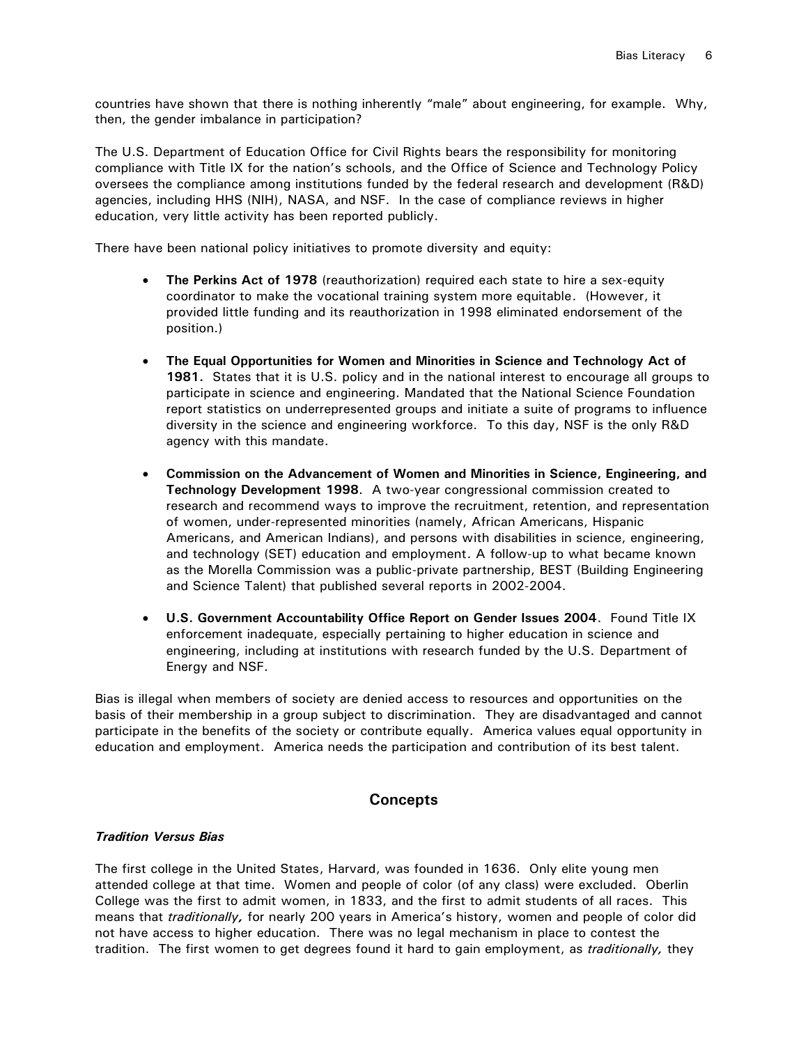countries have shown that there is nothing inherently "male" about engineering, for example. Why, then, the gender imbalance in participation?

The U.S. Department of Education Office for Civil Rights bears the responsibility for monitoring compliance with Title IX for the nation's schools, and the Office of Science and Technology Policy oversees the compliance among institutions funded by the federal research and development (R&D) agencies, including HHS (NIH), NASA, and NSF. In the case of compliance reviews in higher education, very little activity has been reported publicly.

There have been national policy initiatives to promote diversity and equity:

- **The Perkins Act of 1978** (reauthorization) required each state to hire a sex-equity coordinator to make the vocational training system more equitable. (However, it provided little funding and its reauthorization in 1998 eliminated endorsement of the position.)

- **The Equal Opportunities for Women and Minorities in Science and Technology Act of 1981.** States that it is U.S. policy and in the national interest to encourage all groups to participate in science and engineering. Mandated that the National Science Foundation report statistics on underrepresented groups and initiate a suite of programs to influence diversity in the science and engineering workforce. To this day, NSF is the only R&D agency with this mandate.

- **Commission on the Advancement of Women and Minorities in Science, Engineering, and Technology Development 1998**. A two-year congressional commission created to research and recommend ways to improve the recruitment, retention, and representation of women, under-represented minorities (namely, African Americans, Hispanic Americans, and American Indians), and persons with disabilities in science, engineering, and technology (SET) education and employment. A follow-up to what became known as the Morella Commission was a public-private partnership, BEST (Building Engineering and Science Talent) that published several reports in 2002-2004.

- **U.S. Government Accountability Office Report on Gender Issues 2004**. Found Title IX enforcement inadequate, especially pertaining to higher education in science and engineering, including at institutions with research funded by the U.S. Department of Energy and NSF.

Bias is illegal when members of society are denied access to resources and opportunities on the basis of their membership in a group subject to discrimination. They are disadvantaged and cannot participate in the benefits of the society or contribute equally. America values equal opportunity in education and employment. America needs the participation and contribution of its best talent.

## Concepts

### *Tradition Versus Bias*

The first college in the United States, Harvard, was founded in 1636. Only elite young men attended college at that time. Women and people of color (of any class) were excluded. Oberlin College was the first to admit women, in 1833, and the first to admit students of all races. This means that *traditionally,* for nearly 200 years in America's history, women and people of color did not have access to higher education. There was no legal mechanism in place to contest the tradition. The first women to get degrees found it hard to gain employment, as *traditionally,* they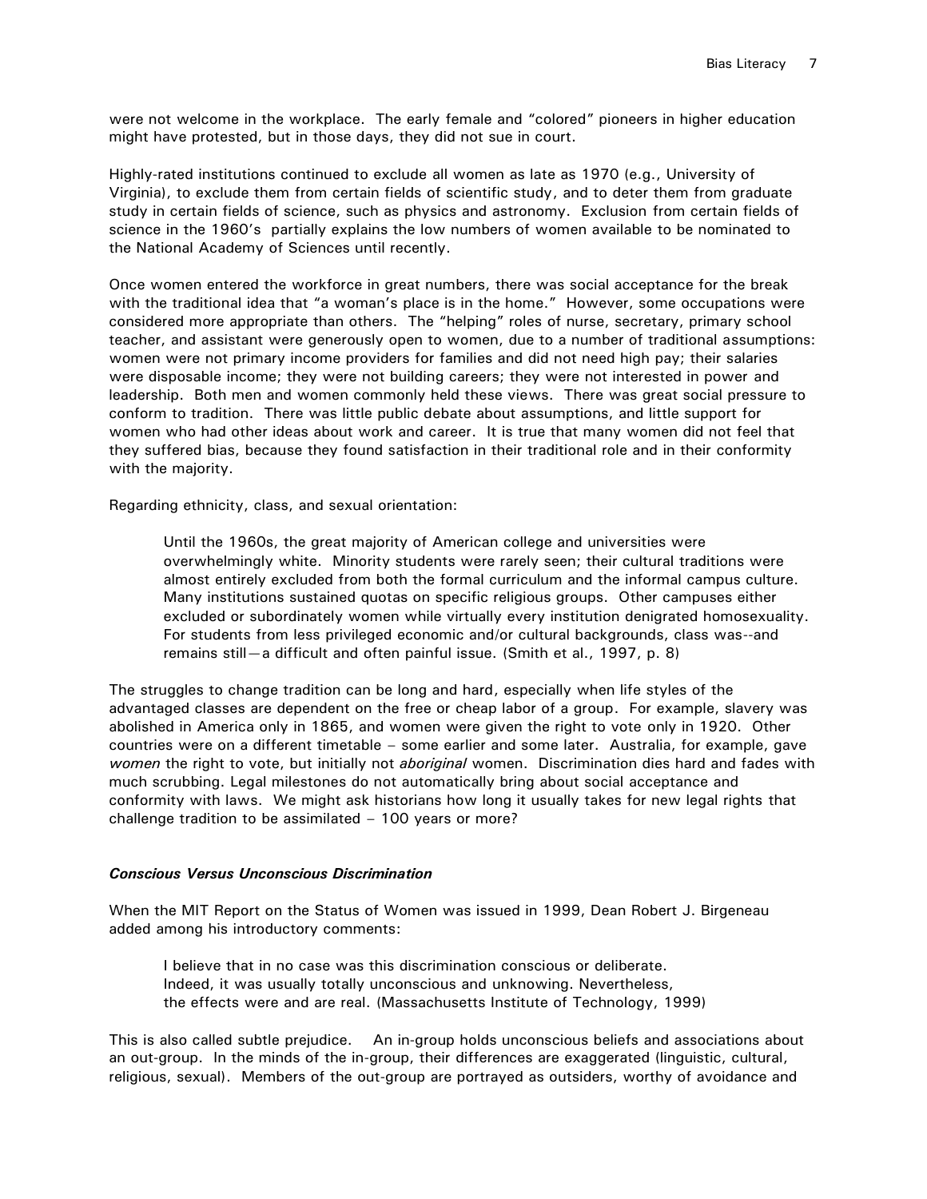were not welcome in the workplace. The early female and "colored" pioneers in higher education might have protested, but in those days, they did not sue in court.

Highly-rated institutions continued to exclude all women as late as 1970 (e.g., University of Virginia), to exclude them from certain fields of scientific study, and to deter them from graduate study in certain fields of science, such as physics and astronomy. Exclusion from certain fields of science in the 1960's partially explains the low numbers of women available to be nominated to the National Academy of Sciences until recently.

Once women entered the workforce in great numbers, there was social acceptance for the break with the traditional idea that "a woman's place is in the home." However, some occupations were considered more appropriate than others. The "helping" roles of nurse, secretary, primary school teacher, and assistant were generously open to women, due to a number of traditional assumptions: women were not primary income providers for families and did not need high pay; their salaries were disposable income; they were not building careers; they were not interested in power and leadership. Both men and women commonly held these views. There was great social pressure to conform to tradition. There was little public debate about assumptions, and little support for women who had other ideas about work and career. It is true that many women did not feel that they suffered bias, because they found satisfaction in their traditional role and in their conformity with the majority.

Regarding ethnicity, class, and sexual orientation:

> Until the 1960s, the great majority of American college and universities were overwhelmingly white. Minority students were rarely seen; their cultural traditions were almost entirely excluded from both the formal curriculum and the informal campus culture. Many institutions sustained quotas on specific religious groups. Other campuses either excluded or subordinately women while virtually every institution denigrated homosexuality. For students from less privileged economic and/or cultural backgrounds, class was--and remains still—a difficult and often painful issue. (Smith et al., 1997, p. 8)

The struggles to change tradition can be long and hard, especially when life styles of the advantaged classes are dependent on the free or cheap labor of a group. For example, slavery was abolished in America only in 1865, and women were given the right to vote only in 1920. Other countries were on a different timetable – some earlier and some later. Australia, for example, gave *women* the right to vote, but initially not *aboriginal* women. Discrimination dies hard and fades with much scrubbing. Legal milestones do not automatically bring about social acceptance and conformity with laws. We might ask historians how long it usually takes for new legal rights that challenge tradition to be assimilated – 100 years or more?

### ***Conscious Versus Unconscious Discrimination***

When the MIT Report on the Status of Women was issued in 1999, Dean Robert J. Birgeneau added among his introductory comments:

> I believe that in no case was this discrimination conscious or deliberate. Indeed, it was usually totally unconscious and unknowing. Nevertheless, the effects were and are real. (Massachusetts Institute of Technology, 1999)

This is also called subtle prejudice. An in-group holds unconscious beliefs and associations about an out-group. In the minds of the in-group, their differences are exaggerated (linguistic, cultural, religious, sexual). Members of the out-group are portrayed as outsiders, worthy of avoidance and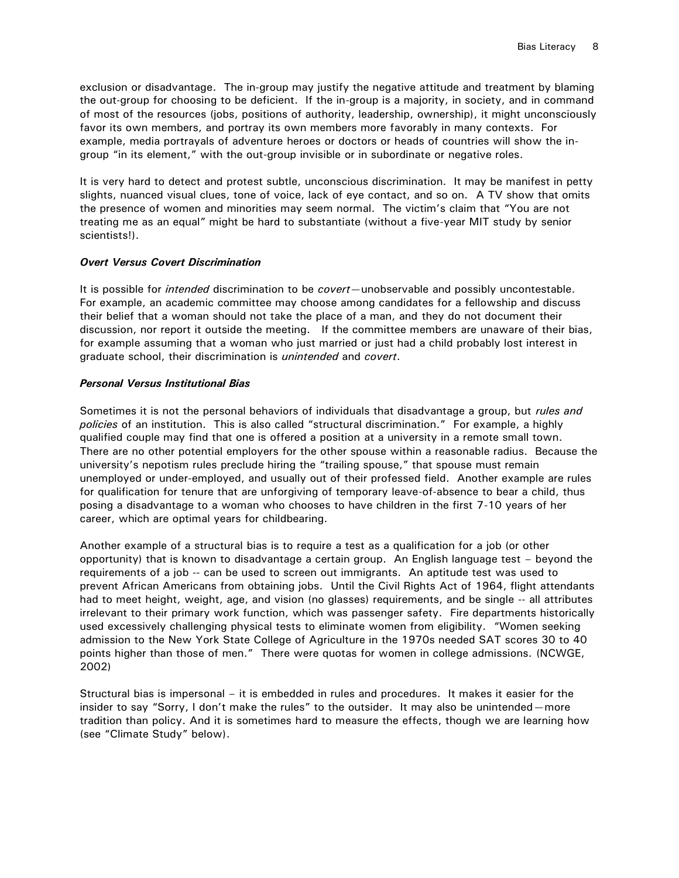exclusion or disadvantage. The in-group may justify the negative attitude and treatment by blaming the out-group for choosing to be deficient. If the in-group is a majority, in society, and in command of most of the resources (jobs, positions of authority, leadership, ownership), it might unconsciously favor its own members, and portray its own members more favorably in many contexts. For example, media portrayals of adventure heroes or doctors or heads of countries will show the in-group "in its element," with the out-group invisible or in subordinate or negative roles.

It is very hard to detect and protest subtle, unconscious discrimination. It may be manifest in petty slights, nuanced visual clues, tone of voice, lack of eye contact, and so on. A TV show that omits the presence of women and minorities may seem normal. The victim's claim that "You are not treating me as an equal" might be hard to substantiate (without a five-year MIT study by senior scientists!).

### *Overt Versus Covert Discrimination*

It is possible for *intended* discrimination to be *covert*—unobservable and possibly uncontestable. For example, an academic committee may choose among candidates for a fellowship and discuss their belief that a woman should not take the place of a man, and they do not document their discussion, nor report it outside the meeting. If the committee members are unaware of their bias, for example assuming that a woman who just married or just had a child probably lost interest in graduate school, their discrimination is *unintended* and *covert*.

### *Personal Versus Institutional Bias*

Sometimes it is not the personal behaviors of individuals that disadvantage a group, but *rules and policies* of an institution. This is also called "structural discrimination." For example, a highly qualified couple may find that one is offered a position at a university in a remote small town. There are no other potential employers for the other spouse within a reasonable radius. Because the university's nepotism rules preclude hiring the "trailing spouse," that spouse must remain unemployed or under-employed, and usually out of their professed field. Another example are rules for qualification for tenure that are unforgiving of temporary leave-of-absence to bear a child, thus posing a disadvantage to a woman who chooses to have children in the first 7-10 years of her career, which are optimal years for childbearing.

Another example of a structural bias is to require a test as a qualification for a job (or other opportunity) that is known to disadvantage a certain group. An English language test – beyond the requirements of a job -- can be used to screen out immigrants. An aptitude test was used to prevent African Americans from obtaining jobs. Until the Civil Rights Act of 1964, flight attendants had to meet height, weight, age, and vision (no glasses) requirements, and be single -- all attributes irrelevant to their primary work function, which was passenger safety. Fire departments historically used excessively challenging physical tests to eliminate women from eligibility. "Women seeking admission to the New York State College of Agriculture in the 1970s needed SAT scores 30 to 40 points higher than those of men." There were quotas for women in college admissions. (NCWGE, 2002)

Structural bias is impersonal – it is embedded in rules and procedures. It makes it easier for the insider to say "Sorry, I don't make the rules" to the outsider. It may also be unintended—more tradition than policy. And it is sometimes hard to measure the effects, though we are learning how (see "Climate Study" below).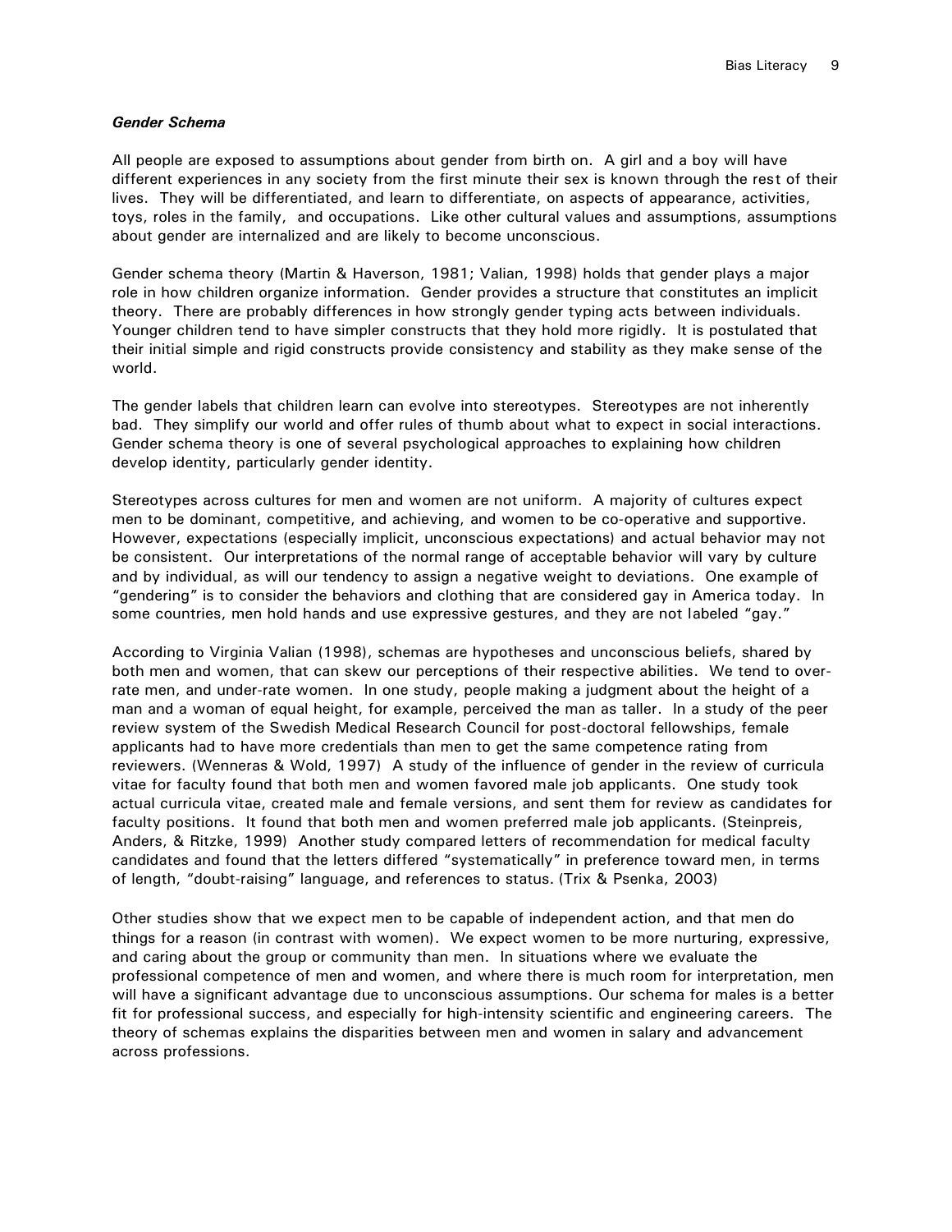### *Gender Schema*

All people are exposed to assumptions about gender from birth on. A girl and a boy will have different experiences in any society from the first minute their sex is known through the rest of their lives. They will be differentiated, and learn to differentiate, on aspects of appearance, activities, toys, roles in the family, and occupations. Like other cultural values and assumptions, assumptions about gender are internalized and are likely to become unconscious.

Gender schema theory (Martin & Haverson, 1981; Valian, 1998) holds that gender plays a major role in how children organize information. Gender provides a structure that constitutes an implicit theory. There are probably differences in how strongly gender typing acts between individuals. Younger children tend to have simpler constructs that they hold more rigidly. It is postulated that their initial simple and rigid constructs provide consistency and stability as they make sense of the world.

The gender labels that children learn can evolve into stereotypes. Stereotypes are not inherently bad. They simplify our world and offer rules of thumb about what to expect in social interactions. Gender schema theory is one of several psychological approaches to explaining how children develop identity, particularly gender identity.

Stereotypes across cultures for men and women are not uniform. A majority of cultures expect men to be dominant, competitive, and achieving, and women to be co-operative and supportive. However, expectations (especially implicit, unconscious expectations) and actual behavior may not be consistent. Our interpretations of the normal range of acceptable behavior will vary by culture and by individual, as will our tendency to assign a negative weight to deviations. One example of "gendering" is to consider the behaviors and clothing that are considered gay in America today. In some countries, men hold hands and use expressive gestures, and they are not labeled "gay."

According to Virginia Valian (1998), schemas are hypotheses and unconscious beliefs, shared by both men and women, that can skew our perceptions of their respective abilities. We tend to over-rate men, and under-rate women. In one study, people making a judgment about the height of a man and a woman of equal height, for example, perceived the man as taller. In a study of the peer review system of the Swedish Medical Research Council for post-doctoral fellowships, female applicants had to have more credentials than men to get the same competence rating from reviewers. (Wenneras & Wold, 1997) A study of the influence of gender in the review of curricula vitae for faculty found that both men and women favored male job applicants. One study took actual curricula vitae, created male and female versions, and sent them for review as candidates for faculty positions. It found that both men and women preferred male job applicants. (Steinpreis, Anders, & Ritzke, 1999) Another study compared letters of recommendation for medical faculty candidates and found that the letters differed "systematically" in preference toward men, in terms of length, "doubt-raising" language, and references to status. (Trix & Psenka, 2003)

Other studies show that we expect men to be capable of independent action, and that men do things for a reason (in contrast with women). We expect women to be more nurturing, expressive, and caring about the group or community than men. In situations where we evaluate the professional competence of men and women, and where there is much room for interpretation, men will have a significant advantage due to unconscious assumptions. Our schema for males is a better fit for professional success, and especially for high-intensity scientific and engineering careers. The theory of schemas explains the disparities between men and women in salary and advancement across professions.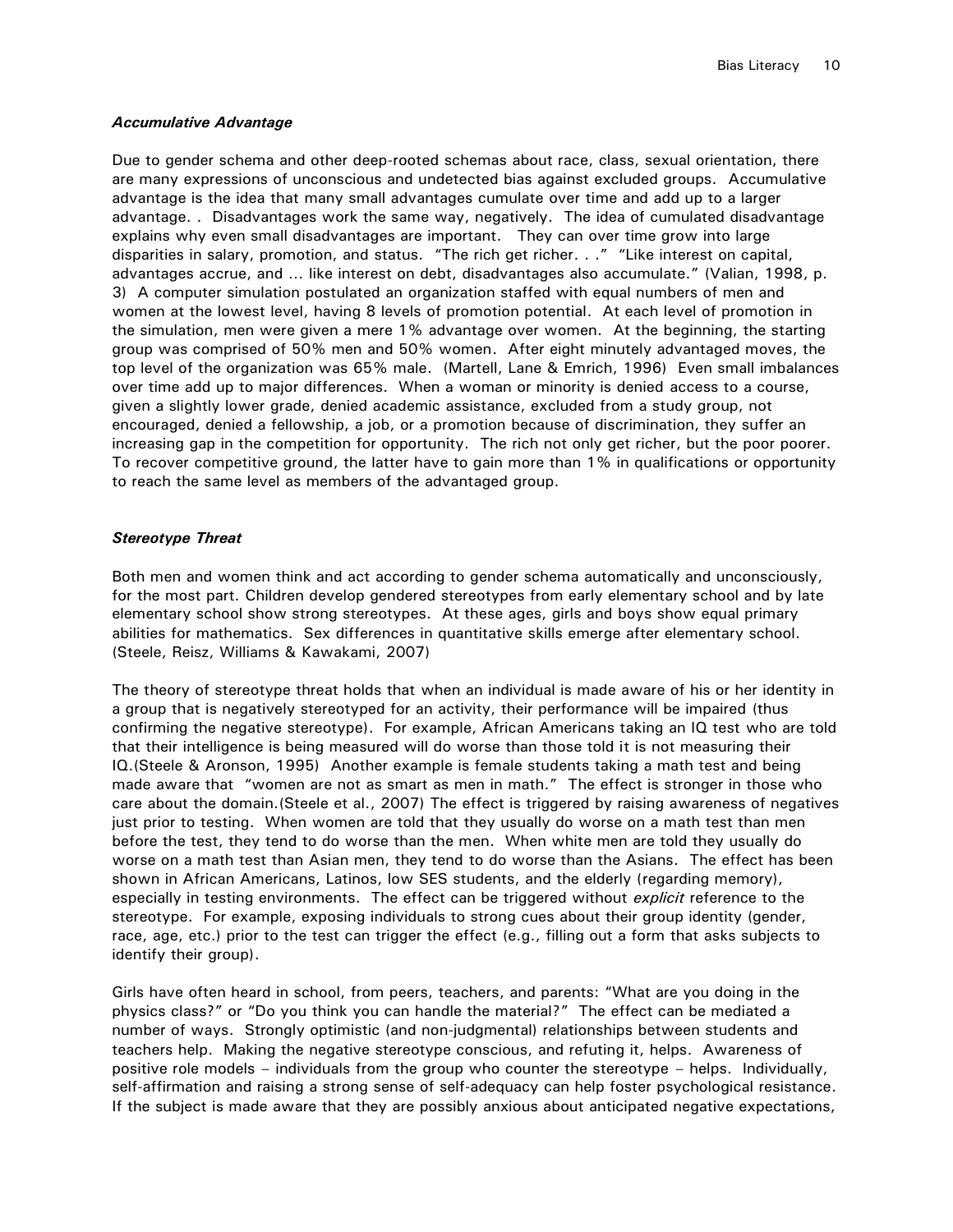### *Accumulative Advantage*

Due to gender schema and other deep-rooted schemas about race, class, sexual orientation, there are many expressions of unconscious and undetected bias against excluded groups. Accumulative advantage is the idea that many small advantages cumulate over time and add up to a larger advantage. . Disadvantages work the same way, negatively. The idea of cumulated disadvantage explains why even small disadvantages are important. They can over time grow into large disparities in salary, promotion, and status. "The rich get richer. . ." "Like interest on capital, advantages accrue, and ... like interest on debt, disadvantages also accumulate." (Valian, 1998, p. 3) A computer simulation postulated an organization staffed with equal numbers of men and women at the lowest level, having 8 levels of promotion potential. At each level of promotion in the simulation, men were given a mere 1% advantage over women. At the beginning, the starting group was comprised of 50% men and 50% women. After eight minutely advantaged moves, the top level of the organization was 65% male. (Martell, Lane & Emrich, 1996) Even small imbalances over time add up to major differences. When a woman or minority is denied access to a course, given a slightly lower grade, denied academic assistance, excluded from a study group, not encouraged, denied a fellowship, a job, or a promotion because of discrimination, they suffer an increasing gap in the competition for opportunity. The rich not only get richer, but the poor poorer. To recover competitive ground, the latter have to gain more than 1% in qualifications or opportunity to reach the same level as members of the advantaged group.

### *Stereotype Threat*

Both men and women think and act according to gender schema automatically and unconsciously, for the most part. Children develop gendered stereotypes from early elementary school and by late elementary school show strong stereotypes. At these ages, girls and boys show equal primary abilities for mathematics. Sex differences in quantitative skills emerge after elementary school. (Steele, Reisz, Williams & Kawakami, 2007)

The theory of stereotype threat holds that when an individual is made aware of his or her identity in a group that is negatively stereotyped for an activity, their performance will be impaired (thus confirming the negative stereotype). For example, African Americans taking an IQ test who are told that their intelligence is being measured will do worse than those told it is not measuring their IQ.(Steele & Aronson, 1995) Another example is female students taking a math test and being made aware that "women are not as smart as men in math." The effect is stronger in those who care about the domain.(Steele et al., 2007) The effect is triggered by raising awareness of negatives just prior to testing. When women are told that they usually do worse on a math test than men before the test, they tend to do worse than the men. When white men are told they usually do worse on a math test than Asian men, they tend to do worse than the Asians. The effect has been shown in African Americans, Latinos, low SES students, and the elderly (regarding memory), especially in testing environments. The effect can be triggered without *explicit* reference to the stereotype. For example, exposing individuals to strong cues about their group identity (gender, race, age, etc.) prior to the test can trigger the effect (e.g., filling out a form that asks subjects to identify their group).

Girls have often heard in school, from peers, teachers, and parents: "What are you doing in the physics class?" or "Do you think you can handle the material?" The effect can be mediated a number of ways. Strongly optimistic (and non-judgmental) relationships between students and teachers help. Making the negative stereotype conscious, and refuting it, helps. Awareness of positive role models – individuals from the group who counter the stereotype – helps. Individually, self-affirmation and raising a strong sense of self-adequacy can help foster psychological resistance. If the subject is made aware that they are possibly anxious about anticipated negative expectations,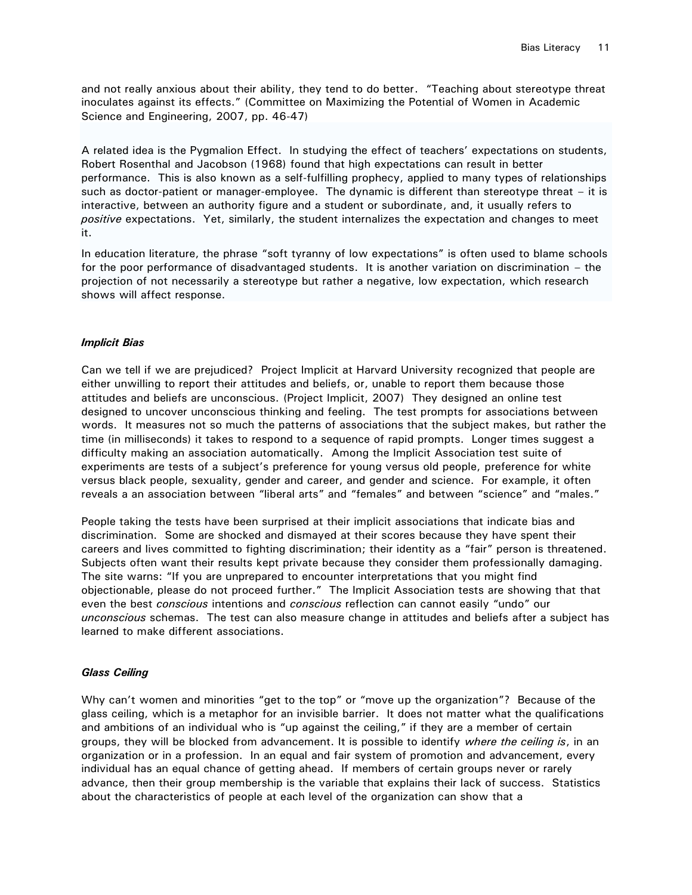and not really anxious about their ability, they tend to do better. "Teaching about stereotype threat inoculates against its effects." (Committee on Maximizing the Potential of Women in Academic Science and Engineering, 2007, pp. 46-47)

A related idea is the Pygmalion Effect. In studying the effect of teachers' expectations on students, Robert Rosenthal and Jacobson (1968) found that high expectations can result in better performance. This is also known as a self-fulfilling prophecy, applied to many types of relationships such as doctor-patient or manager-employee. The dynamic is different than stereotype threat – it is interactive, between an authority figure and a student or subordinate, and, it usually refers to *positive* expectations. Yet, similarly, the student internalizes the expectation and changes to meet it.

In education literature, the phrase "soft tyranny of low expectations" is often used to blame schools for the poor performance of disadvantaged students. It is another variation on discrimination – the projection of not necessarily a stereotype but rather a negative, low expectation, which research shows will affect response.

### *Implicit Bias*

Can we tell if we are prejudiced? Project Implicit at Harvard University recognized that people are either unwilling to report their attitudes and beliefs, or, unable to report them because those attitudes and beliefs are unconscious. (Project Implicit, 2007) They designed an online test designed to uncover unconscious thinking and feeling. The test prompts for associations between words. It measures not so much the patterns of associations that the subject makes, but rather the time (in milliseconds) it takes to respond to a sequence of rapid prompts. Longer times suggest a difficulty making an association automatically. Among the Implicit Association test suite of experiments are tests of a subject's preference for young versus old people, preference for white versus black people, sexuality, gender and career, and gender and science. For example, it often reveals a an association between "liberal arts" and "females" and between "science" and "males."

People taking the tests have been surprised at their implicit associations that indicate bias and discrimination. Some are shocked and dismayed at their scores because they have spent their careers and lives committed to fighting discrimination; their identity as a "fair" person is threatened. Subjects often want their results kept private because they consider them professionally damaging. The site warns: "If you are unprepared to encounter interpretations that you might find objectionable, please do not proceed further." The Implicit Association tests are showing that that even the best *conscious* intentions and *conscious* reflection can cannot easily "undo" our *unconscious* schemas. The test can also measure change in attitudes and beliefs after a subject has learned to make different associations.

### *Glass Ceiling*

Why can't women and minorities "get to the top" or "move up the organization"? Because of the glass ceiling, which is a metaphor for an invisible barrier. It does not matter what the qualifications and ambitions of an individual who is "up against the ceiling," if they are a member of certain groups, they will be blocked from advancement. It is possible to identify *where the ceiling is*, in an organization or in a profession. In an equal and fair system of promotion and advancement, every individual has an equal chance of getting ahead. If members of certain groups never or rarely advance, then their group membership is the variable that explains their lack of success. Statistics about the characteristics of people at each level of the organization can show that a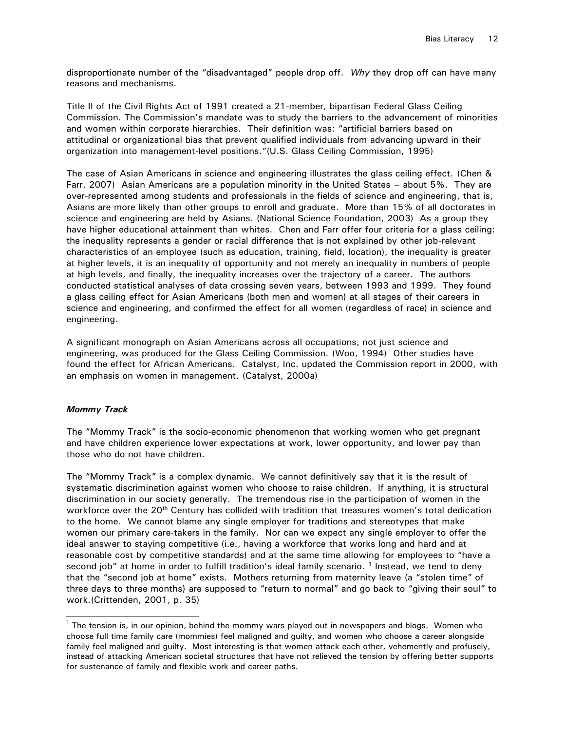disproportionate number of the "disadvantaged" people drop off. *Why* they drop off can have many reasons and mechanisms.

Title II of the Civil Rights Act of 1991 created a 21-member, bipartisan Federal Glass Ceiling Commission. The Commission's mandate was to study the barriers to the advancement of minorities and women within corporate hierarchies. Their definition was: "artificial barriers based on attitudinal or organizational bias that prevent qualified individuals from advancing upward in their organization into management-level positions."(U.S. Glass Ceiling Commission, 1995)

The case of Asian Americans in science and engineering illustrates the glass ceiling effect. (Chen & Farr, 2007) Asian Americans are a population minority in the United States – about 5%. They are over-represented among students and professionals in the fields of science and engineering, that is, Asians are more likely than other groups to enroll and graduate. More than 15% of all doctorates in science and engineering are held by Asians. (National Science Foundation, 2003) As a group they have higher educational attainment than whites. Chen and Farr offer four criteria for a glass ceiling: the inequality represents a gender or racial difference that is not explained by other job-relevant characteristics of an employee (such as education, training, field, location), the inequality is greater at higher levels, it is an inequality of opportunity and not merely an inequality in numbers of people at high levels, and finally, the inequality increases over the trajectory of a career. The authors conducted statistical analyses of data crossing seven years, between 1993 and 1999. They found a glass ceiling effect for Asian Americans (both men and women) at all stages of their careers in science and engineering, and confirmed the effect for all women (regardless of race) in science and engineering.

A significant monograph on Asian Americans across all occupations, not just science and engineering, was produced for the Glass Ceiling Commission. (Woo, 1994) Other studies have found the effect for African Americans. Catalyst, Inc. updated the Commission report in 2000, with an emphasis on women in management. (Catalyst, 2000a)

### ***Mommy Track***

The "Mommy Track" is the socio-economic phenomenon that working women who get pregnant and have children experience lower expectations at work, lower opportunity, and lower pay than those who do not have children.

The "Mommy Track" is a complex dynamic. We cannot definitively say that it is the result of systematic discrimination against women who choose to raise children. If anything, it is structural discrimination in our society generally. The tremendous rise in the participation of women in the workforce over the 20th Century has collided with tradition that treasures women's total dedication to the home. We cannot blame any single employer for traditions and stereotypes that make women our primary care-takers in the family. Nor can we expect any single employer to offer the ideal answer to staying competitive (i.e., having a workforce that works long and hard and at reasonable cost by competitive standards) and at the same time allowing for employees to "have a second job" at home in order to fulfill tradition's ideal family scenario. [1] Instead, we tend to deny that the "second job at home" exists. Mothers returning from maternity leave (a "stolen time" of three days to three months) are supposed to "return to normal" and go back to "giving their soul" to work.(Crittenden, 2001, p. 35)

[1] The tension is, in our opinion, behind the mommy wars played out in newspapers and blogs. Women who choose full time family care (mommies) feel maligned and guilty, and women who choose a career alongside family feel maligned and guilty. Most interesting is that women attack each other, vehemently and profusely, instead of attacking American societal structures that have not relieved the tension by offering better supports for sustenance of family and flexible work and career paths.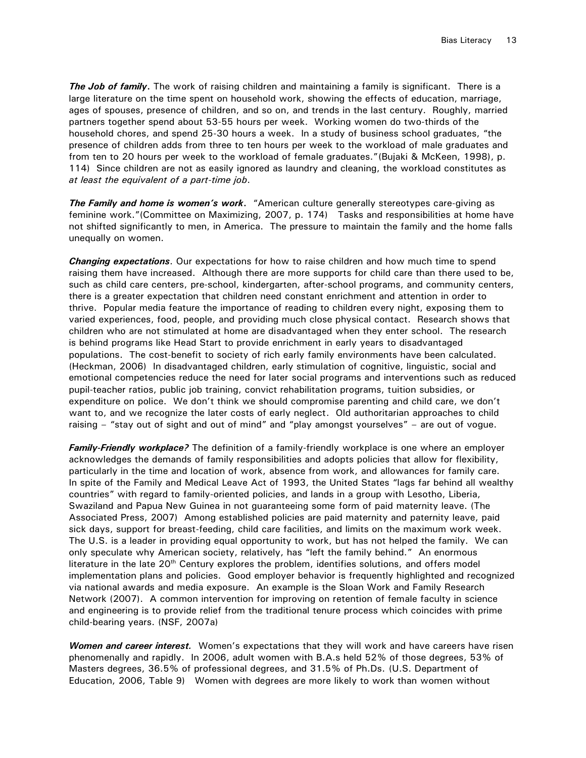***The Job of family***. The work of raising children and maintaining a family is significant. There is a large literature on the time spent on household work, showing the effects of education, marriage, ages of spouses, presence of children, and so on, and trends in the last century. Roughly, married partners together spend about 53-55 hours per week. Working women do two-thirds of the household chores, and spend 25-30 hours a week. In a study of business school graduates, "the presence of children adds from three to ten hours per week to the workload of male graduates and from ten to 20 hours per week to the workload of female graduates."(Bujaki & McKeen, 1998), p. 114) Since children are not as easily ignored as laundry and cleaning, the workload constitutes as *at least the equivalent of a part-time job*.

***The Family and home is women's work***. "American culture generally stereotypes care-giving as feminine work."(Committee on Maximizing, 2007, p. 174) Tasks and responsibilities at home have not shifted significantly to men, in America. The pressure to maintain the family and the home falls unequally on women.

***Changing expectations***. Our expectations for how to raise children and how much time to spend raising them have increased. Although there are more supports for child care than there used to be, such as child care centers, pre-school, kindergarten, after-school programs, and community centers, there is a greater expectation that children need constant enrichment and attention in order to thrive. Popular media feature the importance of reading to children every night, exposing them to varied experiences, food, people, and providing much close physical contact. Research shows that children who are not stimulated at home are disadvantaged when they enter school. The research is behind programs like Head Start to provide enrichment in early years to disadvantaged populations. The cost-benefit to society of rich early family environments have been calculated. (Heckman, 2006) In disadvantaged children, early stimulation of cognitive, linguistic, social and emotional competencies reduce the need for later social programs and interventions such as reduced pupil-teacher ratios, public job training, convict rehabilitation programs, tuition subsidies, or expenditure on police. We don't think we should compromise parenting and child care, we don't want to, and we recognize the later costs of early neglect. Old authoritarian approaches to child raising – "stay out of sight and out of mind" and "play amongst yourselves" – are out of vogue.

***Family-Friendly workplace?*** The definition of a family-friendly workplace is one where an employer acknowledges the demands of family responsibilities and adopts policies that allow for flexibility, particularly in the time and location of work, absence from work, and allowances for family care. In spite of the Family and Medical Leave Act of 1993, the United States "lags far behind all wealthy countries" with regard to family-oriented policies, and lands in a group with Lesotho, Liberia, Swaziland and Papua New Guinea in not guaranteeing some form of paid maternity leave. (The Associated Press, 2007) Among established policies are paid maternity and paternity leave, paid sick days, support for breast-feeding, child care facilities, and limits on the maximum work week. The U.S. is a leader in providing equal opportunity to work, but has not helped the family. We can only speculate why American society, relatively, has "left the family behind." An enormous literature in the late 20th Century explores the problem, identifies solutions, and offers model implementation plans and policies. Good employer behavior is frequently highlighted and recognized via national awards and media exposure. An example is the Sloan Work and Family Research Network (2007). A common intervention for improving on retention of female faculty in science and engineering is to provide relief from the traditional tenure process which coincides with prime child-bearing years. (NSF, 2007a)

***Women and career interest.*** Women's expectations that they will work and have careers have risen phenomenally and rapidly. In 2006, adult women with B.A.s held 52% of those degrees, 53% of Masters degrees, 36.5% of professional degrees, and 31.5% of Ph.Ds. (U.S. Department of Education, 2006, Table 9) Women with degrees are more likely to work than women without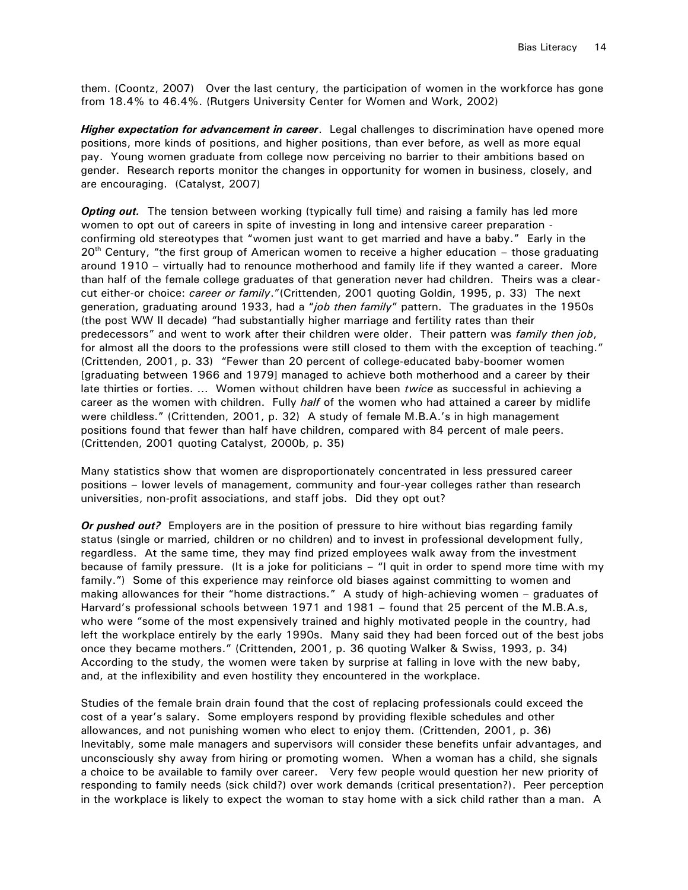them. (Coontz, 2007) Over the last century, the participation of women in the workforce has gone from 18.4% to 46.4%. (Rutgers University Center for Women and Work, 2002)

***Higher expectation for advancement in career***. Legal challenges to discrimination have opened more positions, more kinds of positions, and higher positions, than ever before, as well as more equal pay. Young women graduate from college now perceiving no barrier to their ambitions based on gender. Research reports monitor the changes in opportunity for women in business, closely, and are encouraging. (Catalyst, 2007)

***Opting out.*** The tension between working (typically full time) and raising a family has led more women to opt out of careers in spite of investing in long and intensive career preparation - confirming old stereotypes that "women just want to get married and have a baby." Early in the 20th Century, "the first group of American women to receive a higher education – those graduating around 1910 – virtually had to renounce motherhood and family life if they wanted a career. More than half of the female college graduates of that generation never had children. Theirs was a clear-cut either-or choice: *career or family*."(Crittenden, 2001 quoting Goldin, 1995, p. 33) The next generation, graduating around 1933, had a "*job then family*" pattern. The graduates in the 1950s (the post WW II decade) "had substantially higher marriage and fertility rates than their predecessors" and went to work after their children were older. Their pattern was *family then job*, for almost all the doors to the professions were still closed to them with the exception of teaching." (Crittenden, 2001, p. 33) "Fewer than 20 percent of college-educated baby-boomer women [graduating between 1966 and 1979] managed to achieve both motherhood and a career by their late thirties or forties. ... Women without children have been *twice* as successful in achieving a career as the women with children. Fully *half* of the women who had attained a career by midlife were childless." (Crittenden, 2001, p. 32) A study of female M.B.A.'s in high management positions found that fewer than half have children, compared with 84 percent of male peers. (Crittenden, 2001 quoting Catalyst, 2000b, p. 35)

Many statistics show that women are disproportionately concentrated in less pressured career positions – lower levels of management, community and four-year colleges rather than research universities, non-profit associations, and staff jobs. Did they opt out?

***Or pushed out?*** Employers are in the position of pressure to hire without bias regarding family status (single or married, children or no children) and to invest in professional development fully, regardless. At the same time, they may find prized employees walk away from the investment because of family pressure. (It is a joke for politicians – "I quit in order to spend more time with my family.") Some of this experience may reinforce old biases against committing to women and making allowances for their "home distractions." A study of high-achieving women – graduates of Harvard's professional schools between 1971 and 1981 – found that 25 percent of the M.B.A.s, who were "some of the most expensively trained and highly motivated people in the country, had left the workplace entirely by the early 1990s. Many said they had been forced out of the best jobs once they became mothers." (Crittenden, 2001, p. 36 quoting Walker & Swiss, 1993, p. 34) According to the study, the women were taken by surprise at falling in love with the new baby, and, at the inflexibility and even hostility they encountered in the workplace.

Studies of the female brain drain found that the cost of replacing professionals could exceed the cost of a year's salary. Some employers respond by providing flexible schedules and other allowances, and not punishing women who elect to enjoy them. (Crittenden, 2001, p. 36) Inevitably, some male managers and supervisors will consider these benefits unfair advantages, and unconsciously shy away from hiring or promoting women. When a woman has a child, she signals a choice to be available to family over career. Very few people would question her new priority of responding to family needs (sick child?) over work demands (critical presentation?). Peer perception in the workplace is likely to expect the woman to stay home with a sick child rather than a man. A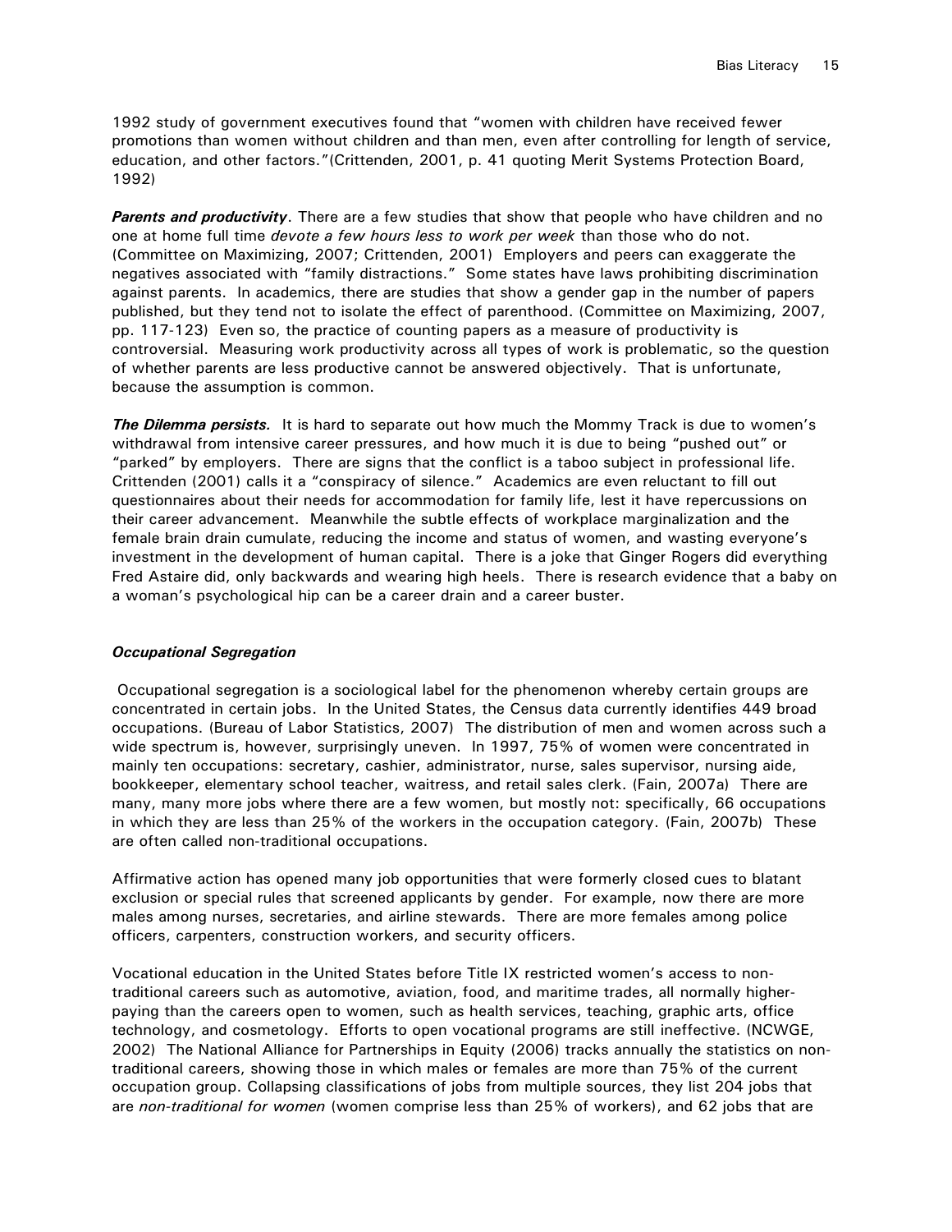1992 study of government executives found that "women with children have received fewer promotions than women without children and than men, even after controlling for length of service, education, and other factors."(Crittenden, 2001, p. 41 quoting Merit Systems Protection Board, 1992)

***Parents and productivity***. There are a few studies that show that people who have children and no one at home full time *devote a few hours less to work per week* than those who do not. (Committee on Maximizing, 2007; Crittenden, 2001) Employers and peers can exaggerate the negatives associated with "family distractions." Some states have laws prohibiting discrimination against parents. In academics, there are studies that show a gender gap in the number of papers published, but they tend not to isolate the effect of parenthood. (Committee on Maximizing, 2007, pp. 117-123) Even so, the practice of counting papers as a measure of productivity is controversial. Measuring work productivity across all types of work is problematic, so the question of whether parents are less productive cannot be answered objectively. That is unfortunate, because the assumption is common.

***The Dilemma persists.*** It is hard to separate out how much the Mommy Track is due to women's withdrawal from intensive career pressures, and how much it is due to being "pushed out" or "parked" by employers. There are signs that the conflict is a taboo subject in professional life. Crittenden (2001) calls it a "conspiracy of silence." Academics are even reluctant to fill out questionnaires about their needs for accommodation for family life, lest it have repercussions on their career advancement. Meanwhile the subtle effects of workplace marginalization and the female brain drain cumulate, reducing the income and status of women, and wasting everyone's investment in the development of human capital. There is a joke that Ginger Rogers did everything Fred Astaire did, only backwards and wearing high heels. There is research evidence that a baby on a woman's psychological hip can be a career drain and a career buster.

***Occupational Segregation***

Occupational segregation is a sociological label for the phenomenon whereby certain groups are concentrated in certain jobs. In the United States, the Census data currently identifies 449 broad occupations. (Bureau of Labor Statistics, 2007) The distribution of men and women across such a wide spectrum is, however, surprisingly uneven. In 1997, 75% of women were concentrated in mainly ten occupations: secretary, cashier, administrator, nurse, sales supervisor, nursing aide, bookkeeper, elementary school teacher, waitress, and retail sales clerk. (Fain, 2007a) There are many, many more jobs where there are a few women, but mostly not: specifically, 66 occupations in which they are less than 25% of the workers in the occupation category. (Fain, 2007b) These are often called non-traditional occupations.

Affirmative action has opened many job opportunities that were formerly closed cues to blatant exclusion or special rules that screened applicants by gender. For example, now there are more males among nurses, secretaries, and airline stewards. There are more females among police officers, carpenters, construction workers, and security officers.

Vocational education in the United States before Title IX restricted women's access to non-traditional careers such as automotive, aviation, food, and maritime trades, all normally higher-paying than the careers open to women, such as health services, teaching, graphic arts, office technology, and cosmetology. Efforts to open vocational programs are still ineffective. (NCWGE, 2002) The National Alliance for Partnerships in Equity (2006) tracks annually the statistics on non-traditional careers, showing those in which males or females are more than 75% of the current occupation group. Collapsing classifications of jobs from multiple sources, they list 204 jobs that are *non-traditional for women* (women comprise less than 25% of workers), and 62 jobs that are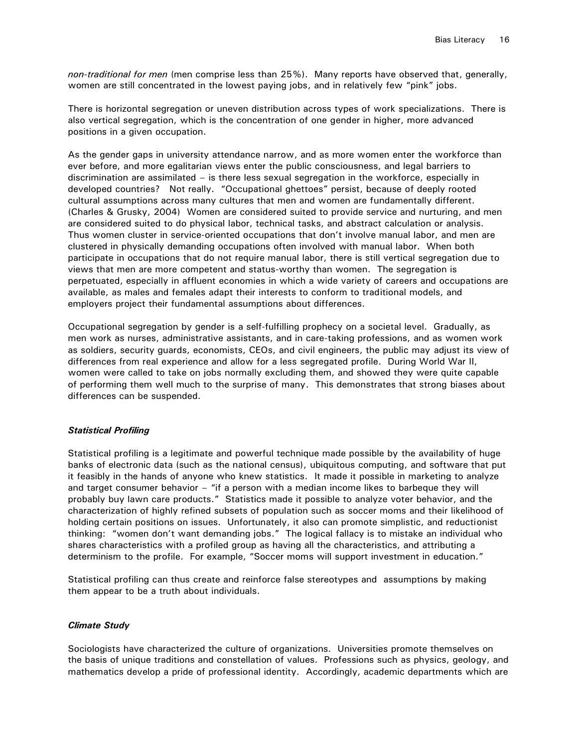*non-traditional for men* (men comprise less than 25%). Many reports have observed that, generally, women are still concentrated in the lowest paying jobs, and in relatively few "pink" jobs.

There is horizontal segregation or uneven distribution across types of work specializations. There is also vertical segregation, which is the concentration of one gender in higher, more advanced positions in a given occupation.

As the gender gaps in university attendance narrow, and as more women enter the workforce than ever before, and more egalitarian views enter the public consciousness, and legal barriers to discrimination are assimilated – is there less sexual segregation in the workforce, especially in developed countries? Not really. "Occupational ghettoes" persist, because of deeply rooted cultural assumptions across many cultures that men and women are fundamentally different. (Charles & Grusky, 2004) Women are considered suited to provide service and nurturing, and men are considered suited to do physical labor, technical tasks, and abstract calculation or analysis. Thus women cluster in service-oriented occupations that don't involve manual labor, and men are clustered in physically demanding occupations often involved with manual labor. When both participate in occupations that do not require manual labor, there is still vertical segregation due to views that men are more competent and status-worthy than women. The segregation is perpetuated, especially in affluent economies in which a wide variety of careers and occupations are available, as males and females adapt their interests to conform to traditional models, and employers project their fundamental assumptions about differences.

Occupational segregation by gender is a self-fulfilling prophecy on a societal level. Gradually, as men work as nurses, administrative assistants, and in care-taking professions, and as women work as soldiers, security guards, economists, CEOs, and civil engineers, the public may adjust its view of differences from real experience and allow for a less segregated profile. During World War II, women were called to take on jobs normally excluding them, and showed they were quite capable of performing them well much to the surprise of many. This demonstrates that strong biases about differences can be suspended.

### *Statistical Profiling*

Statistical profiling is a legitimate and powerful technique made possible by the availability of huge banks of electronic data (such as the national census), ubiquitous computing, and software that put it feasibly in the hands of anyone who knew statistics. It made it possible in marketing to analyze and target consumer behavior – "if a person with a median income likes to barbeque they will probably buy lawn care products." Statistics made it possible to analyze voter behavior, and the characterization of highly refined subsets of population such as soccer moms and their likelihood of holding certain positions on issues. Unfortunately, it also can promote simplistic, and reductionist thinking: "women don't want demanding jobs." The logical fallacy is to mistake an individual who shares characteristics with a profiled group as having all the characteristics, and attributing a determinism to the profile. For example, "Soccer moms will support investment in education."

Statistical profiling can thus create and reinforce false stereotypes and assumptions by making them appear to be a truth about individuals.

### *Climate Study*

Sociologists have characterized the culture of organizations. Universities promote themselves on the basis of unique traditions and constellation of values. Professions such as physics, geology, and mathematics develop a pride of professional identity. Accordingly, academic departments which are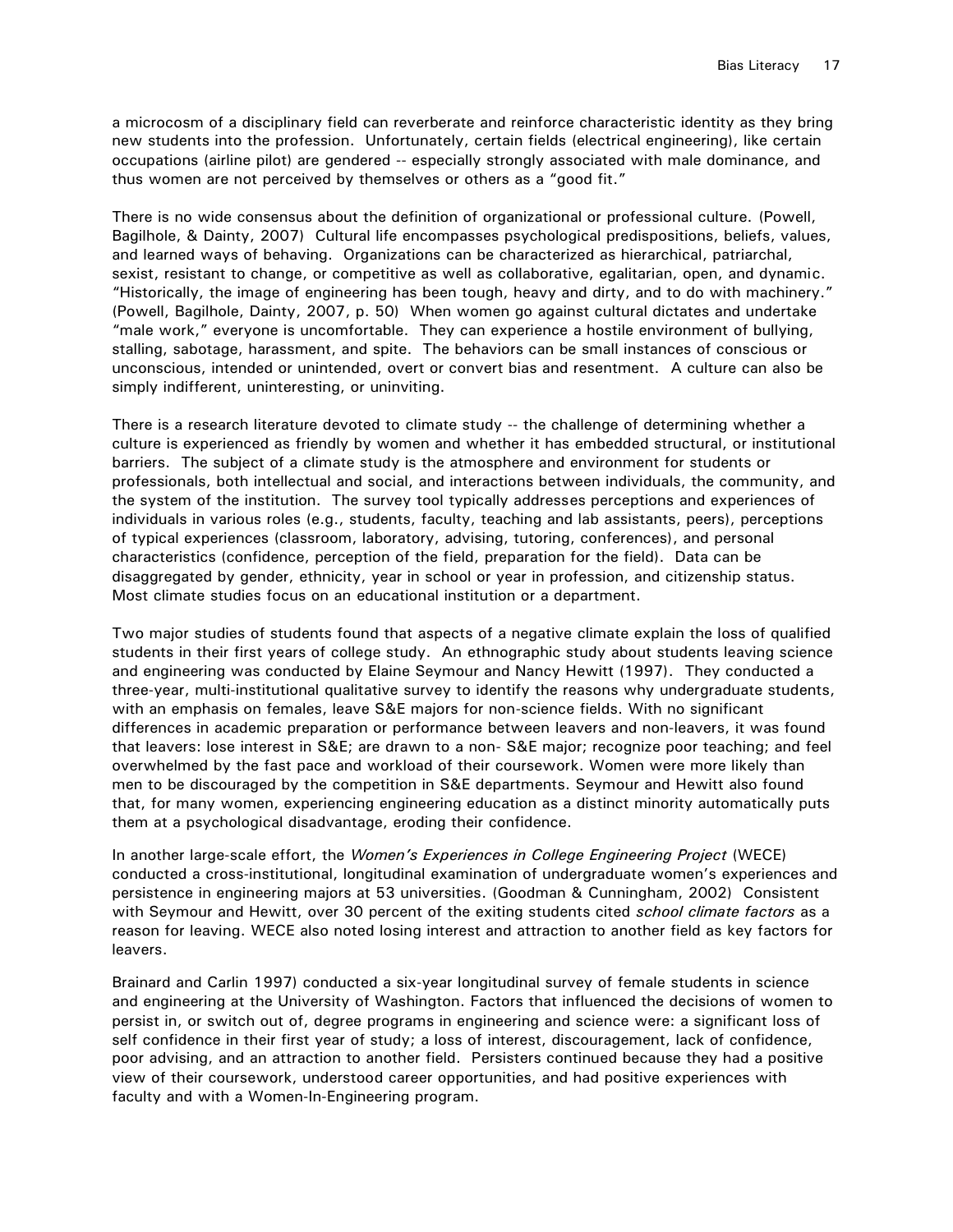a microcosm of a disciplinary field can reverberate and reinforce characteristic identity as they bring new students into the profession. Unfortunately, certain fields (electrical engineering), like certain occupations (airline pilot) are gendered -- especially strongly associated with male dominance, and thus women are not perceived by themselves or others as a "good fit."

There is no wide consensus about the definition of organizational or professional culture. (Powell, Bagilhole, & Dainty, 2007) Cultural life encompasses psychological predispositions, beliefs, values, and learned ways of behaving. Organizations can be characterized as hierarchical, patriarchal, sexist, resistant to change, or competitive as well as collaborative, egalitarian, open, and dynamic. "Historically, the image of engineering has been tough, heavy and dirty, and to do with machinery." (Powell, Bagilhole, Dainty, 2007, p. 50) When women go against cultural dictates and undertake "male work," everyone is uncomfortable. They can experience a hostile environment of bullying, stalling, sabotage, harassment, and spite. The behaviors can be small instances of conscious or unconscious, intended or unintended, overt or convert bias and resentment. A culture can also be simply indifferent, uninteresting, or uninviting.

There is a research literature devoted to climate study -- the challenge of determining whether a culture is experienced as friendly by women and whether it has embedded structural, or institutional barriers. The subject of a climate study is the atmosphere and environment for students or professionals, both intellectual and social, and interactions between individuals, the community, and the system of the institution. The survey tool typically addresses perceptions and experiences of individuals in various roles (e.g., students, faculty, teaching and lab assistants, peers), perceptions of typical experiences (classroom, laboratory, advising, tutoring, conferences), and personal characteristics (confidence, perception of the field, preparation for the field). Data can be disaggregated by gender, ethnicity, year in school or year in profession, and citizenship status. Most climate studies focus on an educational institution or a department.

Two major studies of students found that aspects of a negative climate explain the loss of qualified students in their first years of college study. An ethnographic study about students leaving science and engineering was conducted by Elaine Seymour and Nancy Hewitt (1997). They conducted a three-year, multi-institutional qualitative survey to identify the reasons why undergraduate students, with an emphasis on females, leave S&E majors for non-science fields. With no significant differences in academic preparation or performance between leavers and non-leavers, it was found that leavers: lose interest in S&E; are drawn to a non- S&E major; recognize poor teaching; and feel overwhelmed by the fast pace and workload of their coursework. Women were more likely than men to be discouraged by the competition in S&E departments. Seymour and Hewitt also found that, for many women, experiencing engineering education as a distinct minority automatically puts them at a psychological disadvantage, eroding their confidence.

In another large-scale effort, the *Women's Experiences in College Engineering Project* (WECE) conducted a cross-institutional, longitudinal examination of undergraduate women's experiences and persistence in engineering majors at 53 universities. (Goodman & Cunningham, 2002) Consistent with Seymour and Hewitt, over 30 percent of the exiting students cited *school climate factors* as a reason for leaving. WECE also noted losing interest and attraction to another field as key factors for leavers.

Brainard and Carlin 1997) conducted a six-year longitudinal survey of female students in science and engineering at the University of Washington. Factors that influenced the decisions of women to persist in, or switch out of, degree programs in engineering and science were: a significant loss of self confidence in their first year of study; a loss of interest, discouragement, lack of confidence, poor advising, and an attraction to another field. Persisters continued because they had a positive view of their coursework, understood career opportunities, and had positive experiences with faculty and with a Women-In-Engineering program.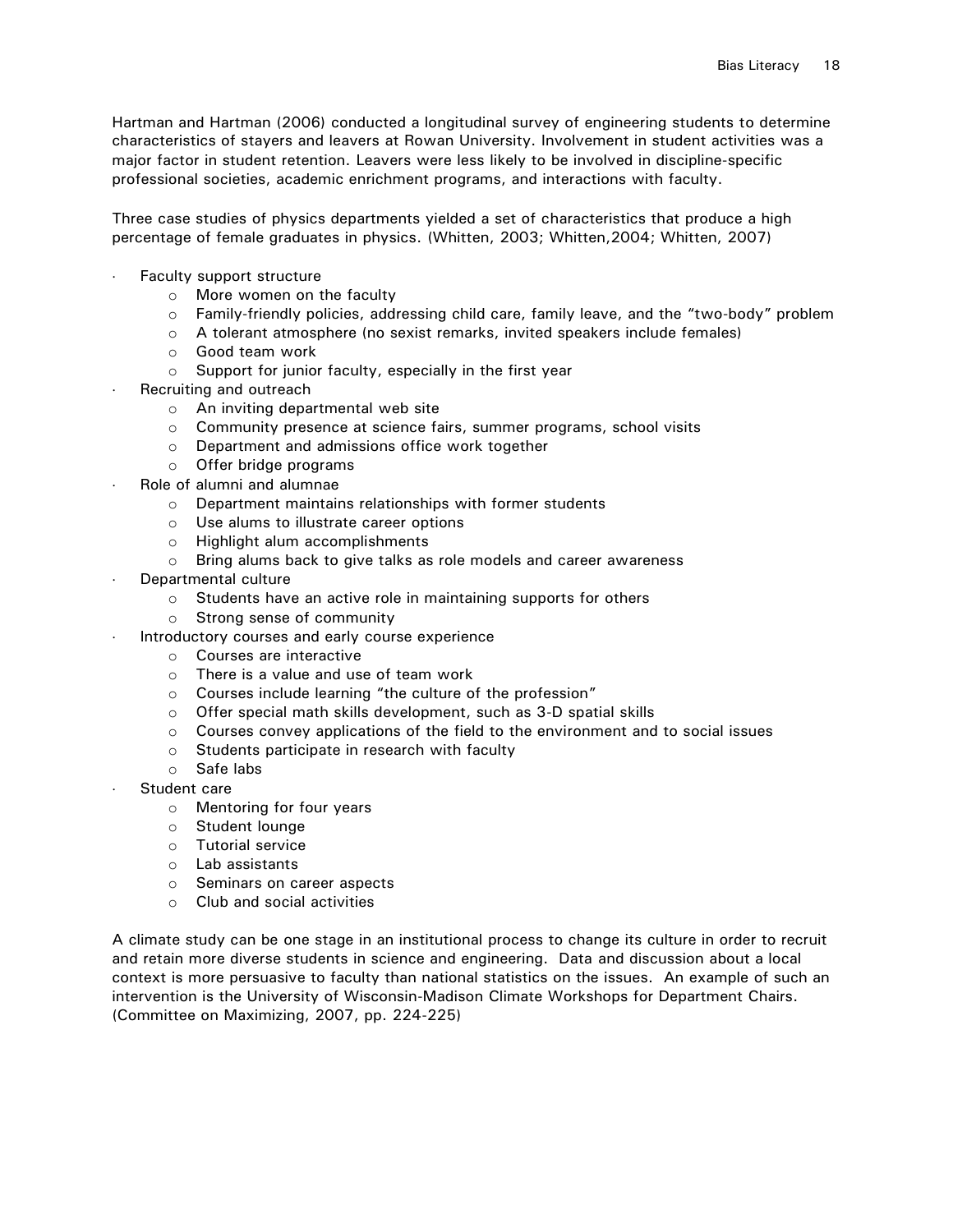Hartman and Hartman (2006) conducted a longitudinal survey of engineering students to determine characteristics of stayers and leavers at Rowan University. Involvement in student activities was a major factor in student retention. Leavers were less likely to be involved in discipline-specific professional societies, academic enrichment programs, and interactions with faculty.

Three case studies of physics departments yielded a set of characteristics that produce a high percentage of female graduates in physics. (Whitten, 2003; Whitten,2004; Whitten, 2007)

- Faculty support structure
  - More women on the faculty
  - Family-friendly policies, addressing child care, family leave, and the "two-body" problem
  - A tolerant atmosphere (no sexist remarks, invited speakers include females)
  - Good team work
  - Support for junior faculty, especially in the first year
- Recruiting and outreach
  - An inviting departmental web site
  - Community presence at science fairs, summer programs, school visits
  - Department and admissions office work together
  - Offer bridge programs
- Role of alumni and alumnae
  - Department maintains relationships with former students
  - Use alums to illustrate career options
  - Highlight alum accomplishments
  - Bring alums back to give talks as role models and career awareness
- Departmental culture
  - Students have an active role in maintaining supports for others
  - Strong sense of community
- Introductory courses and early course experience
  - Courses are interactive
  - There is a value and use of team work
  - Courses include learning "the culture of the profession"
  - Offer special math skills development, such as 3-D spatial skills
  - Courses convey applications of the field to the environment and to social issues
  - Students participate in research with faculty
  - Safe labs
- Student care
  - Mentoring for four years
  - Student lounge
  - Tutorial service
  - Lab assistants
  - Seminars on career aspects
  - Club and social activities

A climate study can be one stage in an institutional process to change its culture in order to recruit and retain more diverse students in science and engineering. Data and discussion about a local context is more persuasive to faculty than national statistics on the issues. An example of such an intervention is the University of Wisconsin-Madison Climate Workshops for Department Chairs. (Committee on Maximizing, 2007, pp. 224-225)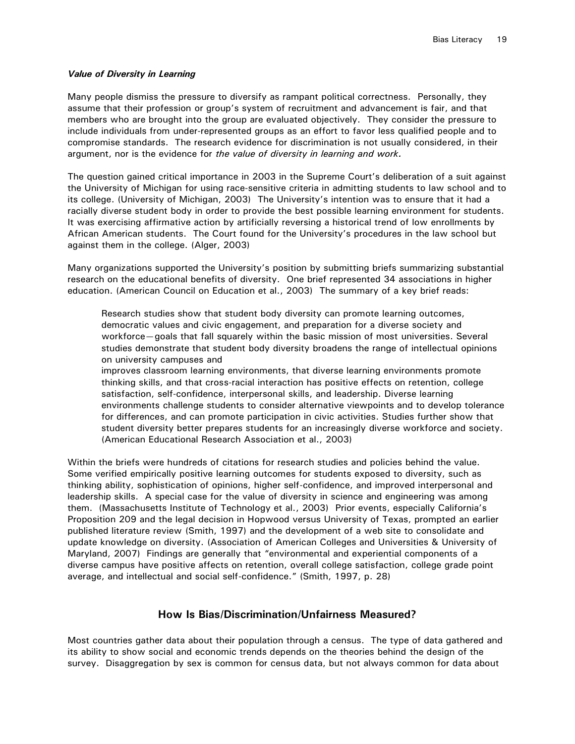### *Value of Diversity in Learning*

Many people dismiss the pressure to diversify as rampant political correctness. Personally, they assume that their profession or group's system of recruitment and advancement is fair, and that members who are brought into the group are evaluated objectively. They consider the pressure to include individuals from under-represented groups as an effort to favor less qualified people and to compromise standards. The research evidence for discrimination is not usually considered, in their argument, nor is the evidence for *the value of diversity in learning and work.*

The question gained critical importance in 2003 in the Supreme Court's deliberation of a suit against the University of Michigan for using race-sensitive criteria in admitting students to law school and to its college. (University of Michigan, 2003) The University's intention was to ensure that it had a racially diverse student body in order to provide the best possible learning environment for students. It was exercising affirmative action by artificially reversing a historical trend of low enrollments by African American students. The Court found for the University's procedures in the law school but against them in the college. (Alger, 2003)

Many organizations supported the University's position by submitting briefs summarizing substantial research on the educational benefits of diversity. One brief represented 34 associations in higher education. (American Council on Education et al., 2003) The summary of a key brief reads:

> Research studies show that student body diversity can promote learning outcomes, democratic values and civic engagement, and preparation for a diverse society and workforce—goals that fall squarely within the basic mission of most universities. Several studies demonstrate that student body diversity broadens the range of intellectual opinions on university campuses and
> improves classroom learning environments, that diverse learning environments promote thinking skills, and that cross-racial interaction has positive effects on retention, college satisfaction, self-confidence, interpersonal skills, and leadership. Diverse learning environments challenge students to consider alternative viewpoints and to develop tolerance for differences, and can promote participation in civic activities. Studies further show that student diversity better prepares students for an increasingly diverse workforce and society. (American Educational Research Association et al., 2003)

Within the briefs were hundreds of citations for research studies and policies behind the value. Some verified empirically positive learning outcomes for students exposed to diversity, such as thinking ability, sophistication of opinions, higher self-confidence, and improved interpersonal and leadership skills. A special case for the value of diversity in science and engineering was among them. (Massachusetts Institute of Technology et al., 2003) Prior events, especially California's Proposition 209 and the legal decision in Hopwood versus University of Texas, prompted an earlier published literature review (Smith, 1997) and the development of a web site to consolidate and update knowledge on diversity. (Association of American Colleges and Universities & University of Maryland, 2007) Findings are generally that "environmental and experiential components of a diverse campus have positive affects on retention, overall college satisfaction, college grade point average, and intellectual and social self-confidence." (Smith, 1997, p. 28)

## How Is Bias/Discrimination/Unfairness Measured?

Most countries gather data about their population through a census. The type of data gathered and its ability to show social and economic trends depends on the theories behind the design of the survey. Disaggregation by sex is common for census data, but not always common for data about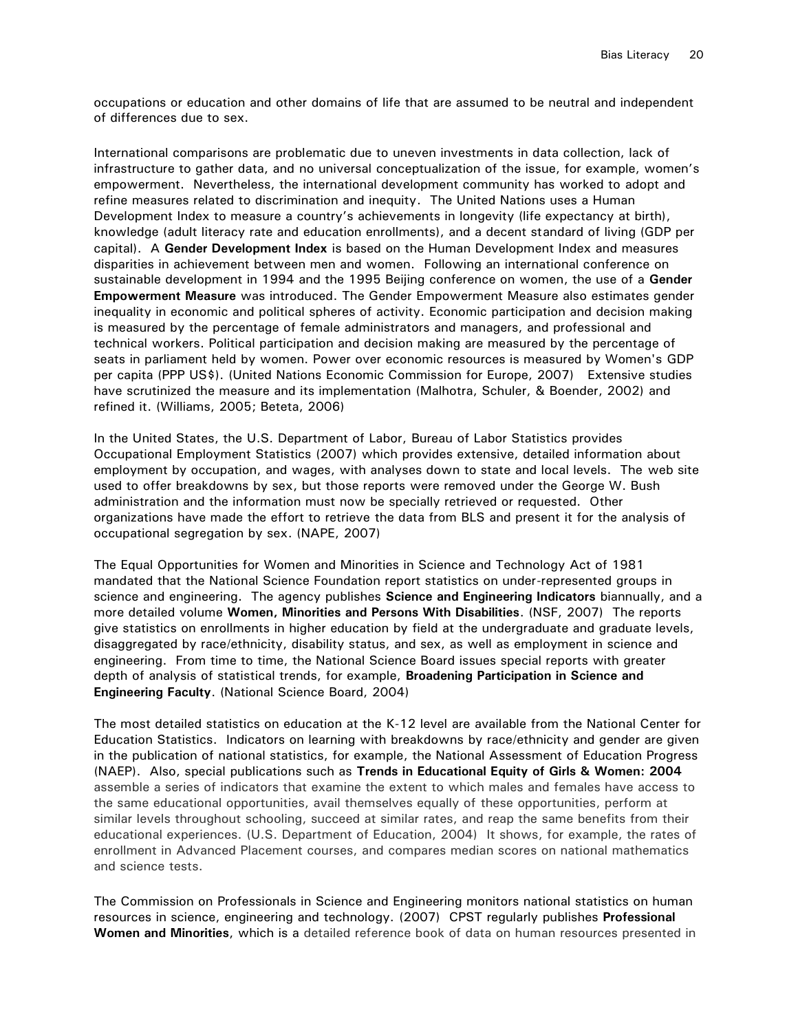occupations or education and other domains of life that are assumed to be neutral and independent of differences due to sex.

International comparisons are problematic due to uneven investments in data collection, lack of infrastructure to gather data, and no universal conceptualization of the issue, for example, women's empowerment. Nevertheless, the international development community has worked to adopt and refine measures related to discrimination and inequity. The United Nations uses a Human Development Index to measure a country's achievements in longevity (life expectancy at birth), knowledge (adult literacy rate and education enrollments), and a decent standard of living (GDP per capital). A **Gender Development Index** is based on the Human Development Index and measures disparities in achievement between men and women. Following an international conference on sustainable development in 1994 and the 1995 Beijing conference on women, the use of a **Gender Empowerment Measure** was introduced. The Gender Empowerment Measure also estimates gender inequality in economic and political spheres of activity. Economic participation and decision making is measured by the percentage of female administrators and managers, and professional and technical workers. Political participation and decision making are measured by the percentage of seats in parliament held by women. Power over economic resources is measured by Women's GDP per capita (PPP US$). (United Nations Economic Commission for Europe, 2007) Extensive studies have scrutinized the measure and its implementation (Malhotra, Schuler, & Boender, 2002) and refined it. (Williams, 2005; Beteta, 2006)

In the United States, the U.S. Department of Labor, Bureau of Labor Statistics provides Occupational Employment Statistics (2007) which provides extensive, detailed information about employment by occupation, and wages, with analyses down to state and local levels. The web site used to offer breakdowns by sex, but those reports were removed under the George W. Bush administration and the information must now be specially retrieved or requested. Other organizations have made the effort to retrieve the data from BLS and present it for the analysis of occupational segregation by sex. (NAPE, 2007)

The Equal Opportunities for Women and Minorities in Science and Technology Act of 1981 mandated that the National Science Foundation report statistics on under-represented groups in science and engineering. The agency publishes **Science and Engineering Indicators** biannually, and a more detailed volume **Women, Minorities and Persons With Disabilities**. (NSF, 2007) The reports give statistics on enrollments in higher education by field at the undergraduate and graduate levels, disaggregated by race/ethnicity, disability status, and sex, as well as employment in science and engineering. From time to time, the National Science Board issues special reports with greater depth of analysis of statistical trends, for example, **Broadening Participation in Science and Engineering Faculty**. (National Science Board, 2004)

The most detailed statistics on education at the K-12 level are available from the National Center for Education Statistics. Indicators on learning with breakdowns by race/ethnicity and gender are given in the publication of national statistics, for example, the National Assessment of Education Progress (NAEP). Also, special publications such as **Trends in Educational Equity of Girls & Women: 2004** assemble a series of indicators that examine the extent to which males and females have access to the same educational opportunities, avail themselves equally of these opportunities, perform at similar levels throughout schooling, succeed at similar rates, and reap the same benefits from their educational experiences. (U.S. Department of Education, 2004) It shows, for example, the rates of enrollment in Advanced Placement courses, and compares median scores on national mathematics and science tests.

The Commission on Professionals in Science and Engineering monitors national statistics on human resources in science, engineering and technology. (2007) CPST regularly publishes **Professional Women and Minorities**, which is a detailed reference book of data on human resources presented in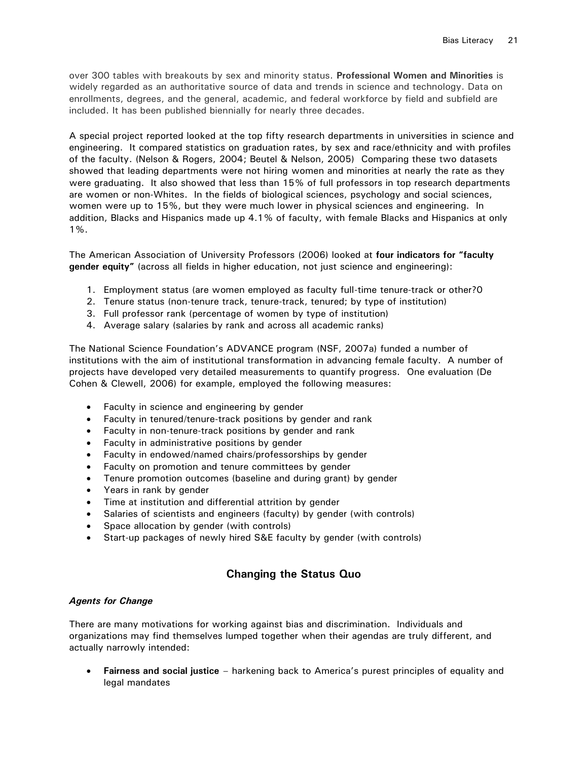over 300 tables with breakouts by sex and minority status. **Professional Women and Minorities** is widely regarded as an authoritative source of data and trends in science and technology. Data on enrollments, degrees, and the general, academic, and federal workforce by field and subfield are included. It has been published biennially for nearly three decades.

A special project reported looked at the top fifty research departments in universities in science and engineering. It compared statistics on graduation rates, by sex and race/ethnicity and with profiles of the faculty. (Nelson & Rogers, 2004; Beutel & Nelson, 2005) Comparing these two datasets showed that leading departments were not hiring women and minorities at nearly the rate as they were graduating. It also showed that less than 15% of full professors in top research departments are women or non-Whites. In the fields of biological sciences, psychology and social sciences, women were up to 15%, but they were much lower in physical sciences and engineering. In addition, Blacks and Hispanics made up 4.1% of faculty, with female Blacks and Hispanics at only 1%.

The American Association of University Professors (2006) looked at **four indicators for "faculty gender equity"** (across all fields in higher education, not just science and engineering):

1. Employment status (are women employed as faculty full-time tenure-track or other?0
2. Tenure status (non-tenure track, tenure-track, tenured; by type of institution)
3. Full professor rank (percentage of women by type of institution)
4. Average salary (salaries by rank and across all academic ranks)

The National Science Foundation's ADVANCE program (NSF, 2007a) funded a number of institutions with the aim of institutional transformation in advancing female faculty. A number of projects have developed very detailed measurements to quantify progress. One evaluation (De Cohen & Clewell, 2006) for example, employed the following measures:

- Faculty in science and engineering by gender
- Faculty in tenured/tenure-track positions by gender and rank
- Faculty in non-tenure-track positions by gender and rank
- Faculty in administrative positions by gender
- Faculty in endowed/named chairs/professorships by gender
- Faculty on promotion and tenure committees by gender
- Tenure promotion outcomes (baseline and during grant) by gender
- Years in rank by gender
- Time at institution and differential attrition by gender
- Salaries of scientists and engineers (faculty) by gender (with controls)
- Space allocation by gender (with controls)
- Start-up packages of newly hired S&E faculty by gender (with controls)

## Changing the Status Quo

### *Agents for Change*

There are many motivations for working against bias and discrimination. Individuals and organizations may find themselves lumped together when their agendas are truly different, and actually narrowly intended:

- **Fairness and social justice** – harkening back to America's purest principles of equality and legal mandates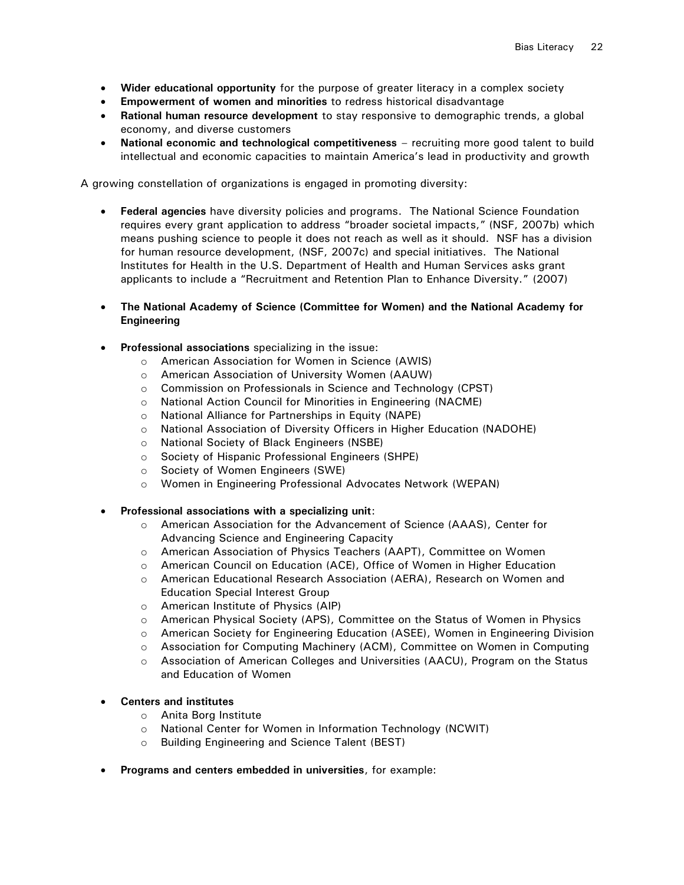- **Wider educational opportunity** for the purpose of greater literacy in a complex society
- **Empowerment of women and minorities** to redress historical disadvantage
- **Rational human resource development** to stay responsive to demographic trends, a global economy, and diverse customers
- **National economic and technological competitiveness** – recruiting more good talent to build intellectual and economic capacities to maintain America's lead in productivity and growth

A growing constellation of organizations is engaged in promoting diversity:

- **Federal agencies** have diversity policies and programs. The National Science Foundation requires every grant application to address "broader societal impacts," (NSF, 2007b) which means pushing science to people it does not reach as well as it should. NSF has a division for human resource development, (NSF, 2007c) and special initiatives. The National Institutes for Health in the U.S. Department of Health and Human Services asks grant applicants to include a "Recruitment and Retention Plan to Enhance Diversity." (2007)

- **The National Academy of Science (Committee for Women) and the National Academy for Engineering**

- **Professional associations** specializing in the issue:
  - American Association for Women in Science (AWIS)
  - American Association of University Women (AAUW)
  - Commission on Professionals in Science and Technology (CPST)
  - National Action Council for Minorities in Engineering (NACME)
  - National Alliance for Partnerships in Equity (NAPE)
  - National Association of Diversity Officers in Higher Education (NADOHE)
  - National Society of Black Engineers (NSBE)
  - Society of Hispanic Professional Engineers (SHPE)
  - Society of Women Engineers (SWE)
  - Women in Engineering Professional Advocates Network (WEPAN)

- **Professional associations with a specializing unit**:
  - American Association for the Advancement of Science (AAAS), Center for Advancing Science and Engineering Capacity
  - American Association of Physics Teachers (AAPT), Committee on Women
  - American Council on Education (ACE), Office of Women in Higher Education
  - American Educational Research Association (AERA), Research on Women and Education Special Interest Group
  - American Institute of Physics (AIP)
  - American Physical Society (APS), Committee on the Status of Women in Physics
  - American Society for Engineering Education (ASEE), Women in Engineering Division
  - Association for Computing Machinery (ACM), Committee on Women in Computing
  - Association of American Colleges and Universities (AACU), Program on the Status and Education of Women

- **Centers and institutes**
  - Anita Borg Institute
  - National Center for Women in Information Technology (NCWIT)
  - Building Engineering and Science Talent (BEST)

- **Programs and centers embedded in universities**, for example: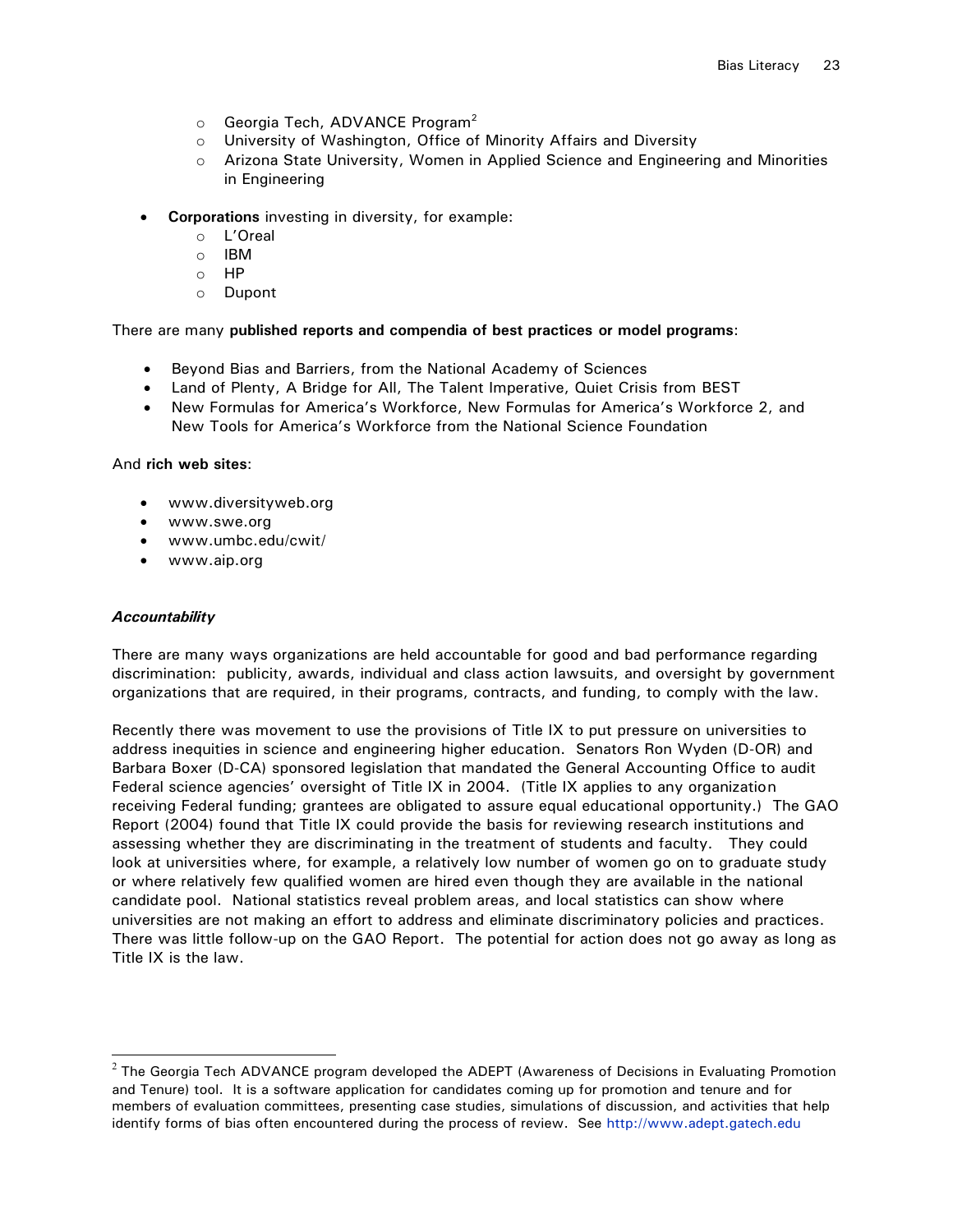- Georgia Tech, ADVANCE Program[2]
  - University of Washington, Office of Minority Affairs and Diversity
  - Arizona State University, Women in Applied Science and Engineering and Minorities in Engineering

- **Corporations** investing in diversity, for example:
  - L'Oreal
  - IBM
  - HP
  - Dupont

There are many **published reports and compendia of best practices or model programs**:

- Beyond Bias and Barriers, from the National Academy of Sciences
- Land of Plenty, A Bridge for All, The Talent Imperative, Quiet Crisis from BEST
- New Formulas for America's Workforce, New Formulas for America's Workforce 2, and New Tools for America's Workforce from the National Science Foundation

And **rich web sites**:

- www.diversityweb.org
- www.swe.org
- www.umbc.edu/cwit/
- www.aip.org

***Accountability***

There are many ways organizations are held accountable for good and bad performance regarding discrimination: publicity, awards, individual and class action lawsuits, and oversight by government organizations that are required, in their programs, contracts, and funding, to comply with the law.

Recently there was movement to use the provisions of Title IX to put pressure on universities to address inequities in science and engineering higher education. Senators Ron Wyden (D-OR) and Barbara Boxer (D-CA) sponsored legislation that mandated the General Accounting Office to audit Federal science agencies' oversight of Title IX in 2004. (Title IX applies to any organization receiving Federal funding; grantees are obligated to assure equal educational opportunity.) The GAO Report (2004) found that Title IX could provide the basis for reviewing research institutions and assessing whether they are discriminating in the treatment of students and faculty. They could look at universities where, for example, a relatively low number of women go on to graduate study or where relatively few qualified women are hired even though they are available in the national candidate pool. National statistics reveal problem areas, and local statistics can show where universities are not making an effort to address and eliminate discriminatory policies and practices. There was little follow-up on the GAO Report. The potential for action does not go away as long as Title IX is the law.

---

[2] The Georgia Tech ADVANCE program developed the ADEPT (Awareness of Decisions in Evaluating Promotion and Tenure) tool. It is a software application for candidates coming up for promotion and tenure and for members of evaluation committees, presenting case studies, simulations of discussion, and activities that help identify forms of bias often encountered during the process of review. See http://www.adept.gatech.edu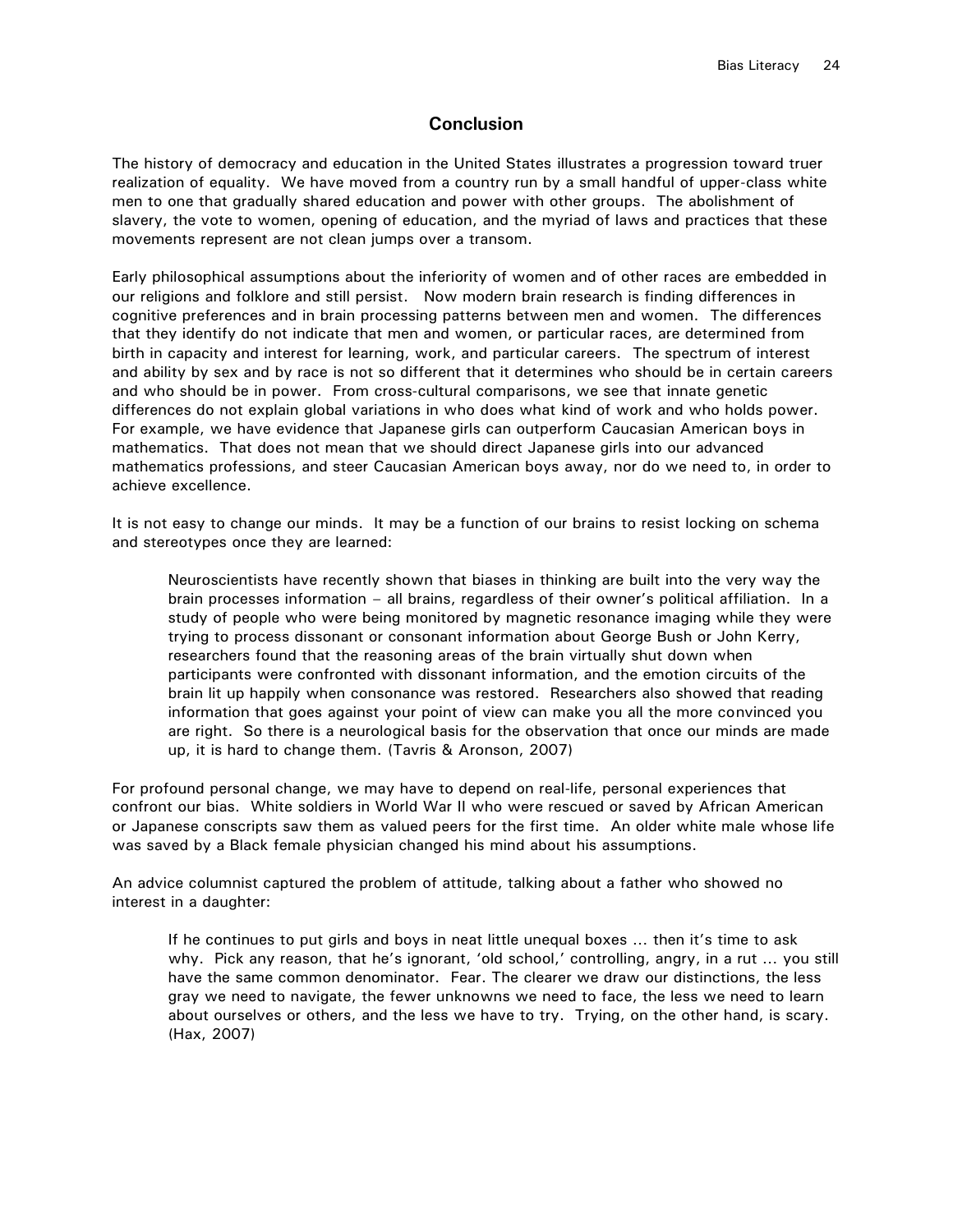## Conclusion

The history of democracy and education in the United States illustrates a progression toward truer realization of equality. We have moved from a country run by a small handful of upper-class white men to one that gradually shared education and power with other groups. The abolishment of slavery, the vote to women, opening of education, and the myriad of laws and practices that these movements represent are not clean jumps over a transom.

Early philosophical assumptions about the inferiority of women and of other races are embedded in our religions and folklore and still persist. Now modern brain research is finding differences in cognitive preferences and in brain processing patterns between men and women. The differences that they identify do not indicate that men and women, or particular races, are determined from birth in capacity and interest for learning, work, and particular careers. The spectrum of interest and ability by sex and by race is not so different that it determines who should be in certain careers and who should be in power. From cross-cultural comparisons, we see that innate genetic differences do not explain global variations in who does what kind of work and who holds power. For example, we have evidence that Japanese girls can outperform Caucasian American boys in mathematics. That does not mean that we should direct Japanese girls into our advanced mathematics professions, and steer Caucasian American boys away, nor do we need to, in order to achieve excellence.

It is not easy to change our minds. It may be a function of our brains to resist locking on schema and stereotypes once they are learned:

> Neuroscientists have recently shown that biases in thinking are built into the very way the brain processes information – all brains, regardless of their owner's political affiliation. In a study of people who were being monitored by magnetic resonance imaging while they were trying to process dissonant or consonant information about George Bush or John Kerry, researchers found that the reasoning areas of the brain virtually shut down when participants were confronted with dissonant information, and the emotion circuits of the brain lit up happily when consonance was restored. Researchers also showed that reading information that goes against your point of view can make you all the more convinced you are right. So there is a neurological basis for the observation that once our minds are made up, it is hard to change them. (Tavris & Aronson, 2007)

For profound personal change, we may have to depend on real-life, personal experiences that confront our bias. White soldiers in World War II who were rescued or saved by African American or Japanese conscripts saw them as valued peers for the first time. An older white male whose life was saved by a Black female physician changed his mind about his assumptions.

An advice columnist captured the problem of attitude, talking about a father who showed no interest in a daughter:

> If he continues to put girls and boys in neat little unequal boxes ... then it's time to ask why. Pick any reason, that he's ignorant, 'old school,' controlling, angry, in a rut ... you still have the same common denominator. Fear. The clearer we draw our distinctions, the less gray we need to navigate, the fewer unknowns we need to face, the less we need to learn about ourselves or others, and the less we have to try. Trying, on the other hand, is scary. (Hax, 2007)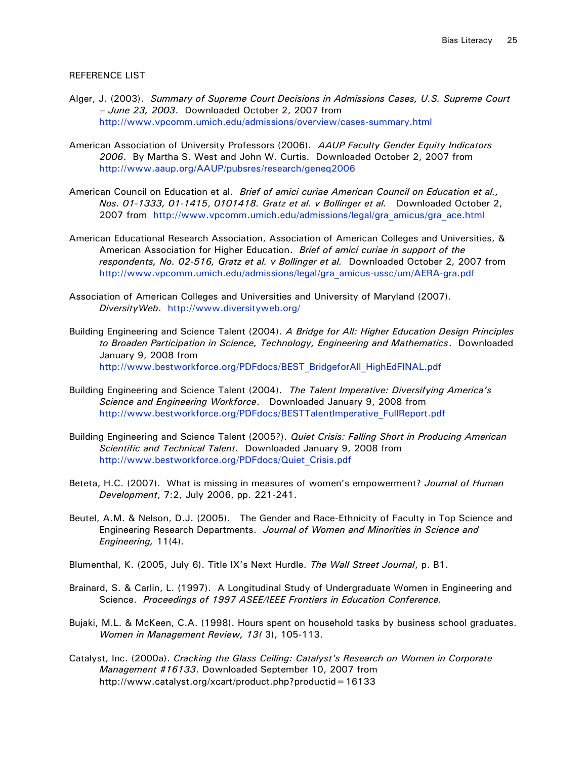REFERENCE LIST

Alger, J. (2003). *Summary of Supreme Court Decisions in Admissions Cases, U.S. Supreme Court – June 23, 2003*. Downloaded October 2, 2007 from http://www.vpcomm.umich.edu/admissions/overview/cases-summary.html

American Association of University Professors (2006). *AAUP Faculty Gender Equity Indicators 2006*. By Martha S. West and John W. Curtis. Downloaded October 2, 2007 from http://www.aaup.org/AAUP/pubsres/research/geneq2006

American Council on Education et al. *Brief of amici curiae American Council on Education et al., Nos. 01-1333, 01-1415, 0101418. Gratz et al. v Bollinger et al.* Downloaded October 2, 2007 from http://www.vpcomm.umich.edu/admissions/legal/gra_amicus/gra_ace.html

American Educational Research Association, Association of American Colleges and Universities, & American Association for Higher Education. *Brief of amici curiae in support of the respondents, No. 02-516, Gratz et al. v Bollinger et al.* Downloaded October 2, 2007 from http://www.vpcomm.umich.edu/admissions/legal/gra_amicus-ussc/um/AERA-gra.pdf

Association of American Colleges and Universities and University of Maryland (2007). *DiversityWeb*. http://www.diversityweb.org/

Building Engineering and Science Talent (2004). *A Bridge for All: Higher Education Design Principles to Broaden Participation in Science, Technology, Engineering and Mathematics*. Downloaded January 9, 2008 from http://www.bestworkforce.org/PDFdocs/BEST_BridgeforAll_HighEdFINAL.pdf

Building Engineering and Science Talent (2004). *The Talent Imperative: Diversifying America's Science and Engineering Workforce*. Downloaded January 9, 2008 from http://www.bestworkforce.org/PDFdocs/BESTTalentImperative_FullReport.pdf

Building Engineering and Science Talent (2005?). *Quiet Crisis: Falling Short in Producing American Scientific and Technical Talent.* Downloaded January 9, 2008 from http://www.bestworkforce.org/PDFdocs/Quiet_Crisis.pdf

Beteta, H.C. (2007). What is missing in measures of women's empowerment? *Journal of Human Development*, 7:2, July 2006, pp. 221-241.

Beutel, A.M. & Nelson, D.J. (2005). The Gender and Race-Ethnicity of Faculty in Top Science and Engineering Research Departments. *Journal of Women and Minorities in Science and Engineering,* 11(4).

Blumenthal, K. (2005, July 6). Title IX's Next Hurdle. *The Wall Street Journal*, p. B1.

Brainard, S. & Carlin, L. (1997). A Longitudinal Study of Undergraduate Women in Engineering and Science. *Proceedings of 1997 ASEE/IEEE Frontiers in Education Conference.*

Bujaki, M.L. & McKeen, C.A. (1998). Hours spent on household tasks by business school graduates. *Women in Management Review, 13(* 3), 105-113.

Catalyst, Inc. (2000a). *Cracking the Glass Ceiling: Catalyst's Research on Women in Corporate Management #16133*. Downloaded September 10, 2007 from http://www.catalyst.org/xcart/product.php?productid=16133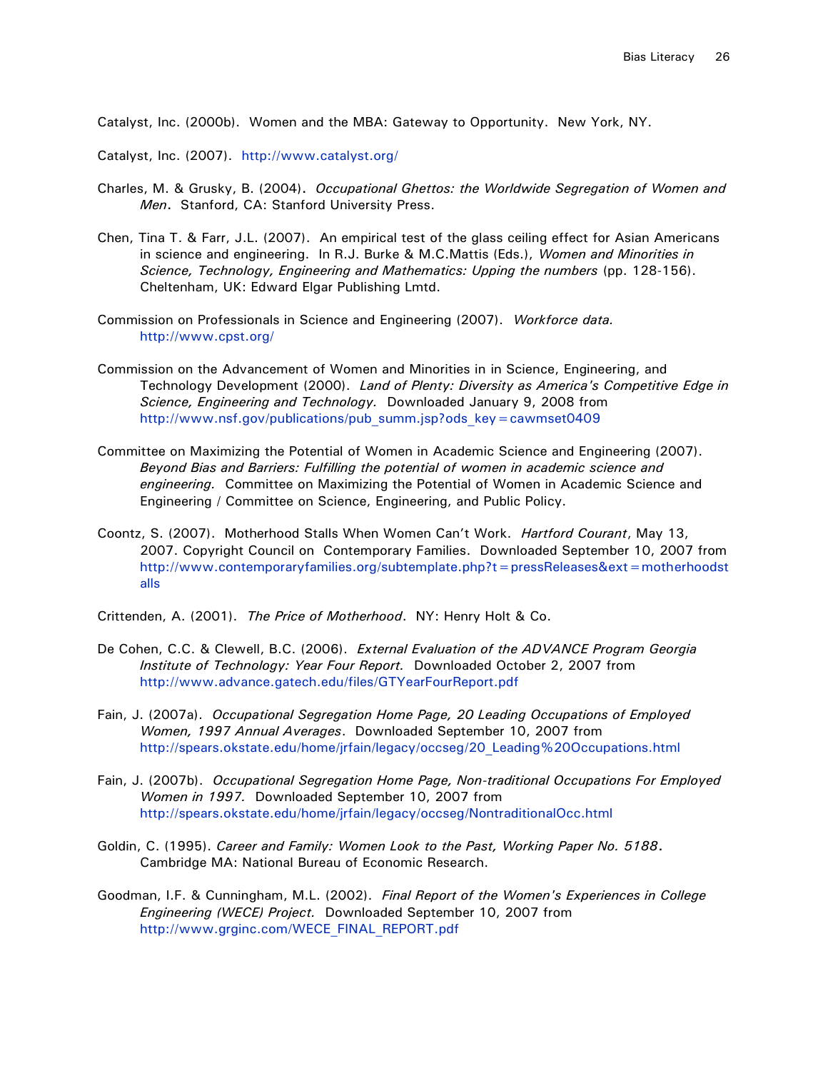Catalyst, Inc. (2000b). Women and the MBA: Gateway to Opportunity. New York, NY.

Catalyst, Inc. (2007). http://www.catalyst.org/

Charles, M. & Grusky, B. (2004). *Occupational Ghettos: the Worldwide Segregation of Women and Men*. Stanford, CA: Stanford University Press.

Chen, Tina T. & Farr, J.L. (2007). An empirical test of the glass ceiling effect for Asian Americans in science and engineering. In R.J. Burke & M.C.Mattis (Eds.), *Women and Minorities in Science, Technology, Engineering and Mathematics: Upping the numbers* (pp. 128-156). Cheltenham, UK: Edward Elgar Publishing Lmtd.

Commission on Professionals in Science and Engineering (2007). *Workforce data.* http://www.cpst.org/

Commission on the Advancement of Women and Minorities in in Science, Engineering, and Technology Development (2000). *Land of Plenty: Diversity as America's Competitive Edge in Science, Engineering and Technology.* Downloaded January 9, 2008 from http://www.nsf.gov/publications/pub_summ.jsp?ods_key=cawmset0409

Committee on Maximizing the Potential of Women in Academic Science and Engineering (2007). *Beyond Bias and Barriers: Fulfilling the potential of women in academic science and engineering.* Committee on Maximizing the Potential of Women in Academic Science and Engineering / Committee on Science, Engineering, and Public Policy.

Coontz, S. (2007). Motherhood Stalls When Women Can't Work. *Hartford Courant*, May 13, 2007. Copyright Council on Contemporary Families. Downloaded September 10, 2007 from http://www.contemporaryfamilies.org/subtemplate.php?t=pressReleases&ext=motherhoodstalls

Crittenden, A. (2001). *The Price of Motherhood*. NY: Henry Holt & Co.

De Cohen, C.C. & Clewell, B.C. (2006). *External Evaluation of the ADVANCE Program Georgia Institute of Technology: Year Four Report.* Downloaded October 2, 2007 from http://www.advance.gatech.edu/files/GTYearFourReport.pdf

Fain, J. (2007a). *Occupational Segregation Home Page, 20 Leading Occupations of Employed Women, 1997 Annual Averages*. Downloaded September 10, 2007 from http://spears.okstate.edu/home/jrfain/legacy/occseg/20_Leading%20Occupations.html

Fain, J. (2007b). *Occupational Segregation Home Page, Non-traditional Occupations For Employed Women in 1997.* Downloaded September 10, 2007 from http://spears.okstate.edu/home/jrfain/legacy/occseg/NontraditionalOcc.html

Goldin, C. (1995). *Career and Family: Women Look to the Past, Working Paper No. 5188*. Cambridge MA: National Bureau of Economic Research.

Goodman, I.F. & Cunningham, M.L. (2002). *Final Report of the Women's Experiences in College Engineering (WECE) Project.* Downloaded September 10, 2007 from http://www.grginc.com/WECE_FINAL_REPORT.pdf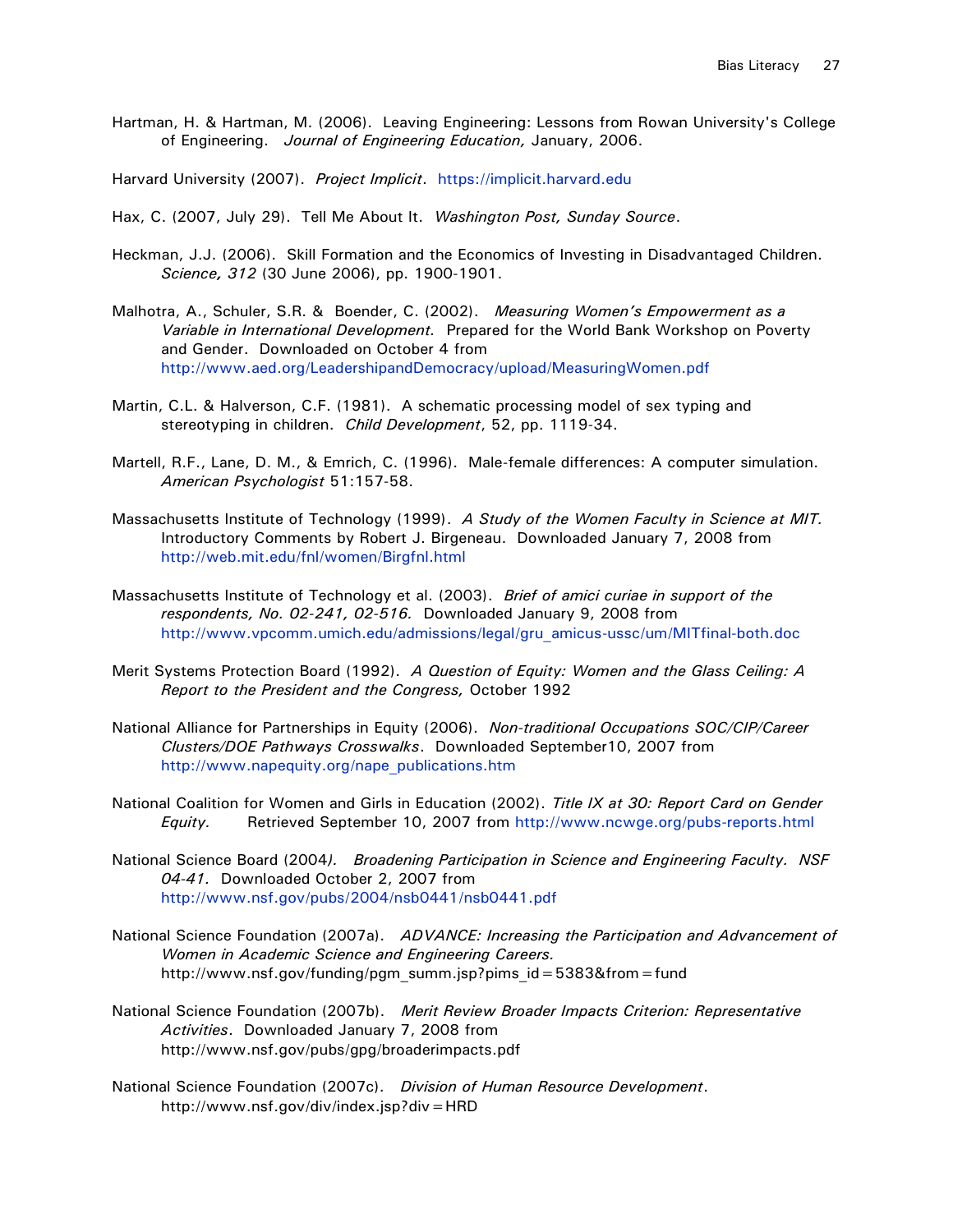Hartman, H. & Hartman, M. (2006). Leaving Engineering: Lessons from Rowan University's College of Engineering. *Journal of Engineering Education,* January, 2006.

Harvard University (2007). *Project Implicit*. https://implicit.harvard.edu

Hax, C. (2007, July 29). Tell Me About It. *Washington Post, Sunday Source*.

Heckman, J.J. (2006). Skill Formation and the Economics of Investing in Disadvantaged Children. *Science, 312* (30 June 2006), pp. 1900-1901.

Malhotra, A., Schuler, S.R. & Boender, C. (2002). *Measuring Women's Empowerment as a Variable in International Development.* Prepared for the World Bank Workshop on Poverty and Gender. Downloaded on October 4 from http://www.aed.org/LeadershipandDemocracy/upload/MeasuringWomen.pdf

Martin, C.L. & Halverson, C.F. (1981). A schematic processing model of sex typing and stereotyping in children. *Child Development*, 52, pp. 1119-34.

Martell, R.F., Lane, D. M., & Emrich, C. (1996). Male-female differences: A computer simulation. *American Psychologist* 51:157-58.

Massachusetts Institute of Technology (1999). *A Study of the Women Faculty in Science at MIT.* Introductory Comments by Robert J. Birgeneau. Downloaded January 7, 2008 from http://web.mit.edu/fnl/women/Birgfnl.html

Massachusetts Institute of Technology et al. (2003). *Brief of amici curiae in support of the respondents, No. 02-241, 02-516.* Downloaded January 9, 2008 from http://www.vpcomm.umich.edu/admissions/legal/gru_amicus-ussc/um/MITfinal-both.doc

Merit Systems Protection Board (1992). *A Question of Equity: Women and the Glass Ceiling: A Report to the President and the Congress,* October 1992

National Alliance for Partnerships in Equity (2006). *Non-traditional Occupations SOC/CIP/Career Clusters/DOE Pathways Crosswalks*. Downloaded September10, 2007 from http://www.napequity.org/nape_publications.htm

National Coalition for Women and Girls in Education (2002). *Title IX at 30: Report Card on Gender Equity.* Retrieved September 10, 2007 from http://www.ncwge.org/pubs-reports.html

National Science Board (2004*). Broadening Participation in Science and Engineering Faculty. NSF 04-41.* Downloaded October 2, 2007 from http://www.nsf.gov/pubs/2004/nsb0441/nsb0441.pdf

National Science Foundation (2007a). *ADVANCE: Increasing the Participation and Advancement of Women in Academic Science and Engineering Careers.* http://www.nsf.gov/funding/pgm_summ.jsp?pims_id=5383&from=fund

National Science Foundation (2007b). *Merit Review Broader Impacts Criterion: Representative Activities*. Downloaded January 7, 2008 from http://www.nsf.gov/pubs/gpg/broaderimpacts.pdf

National Science Foundation (2007c). *Division of Human Resource Development*. http://www.nsf.gov/div/index.jsp?div=HRD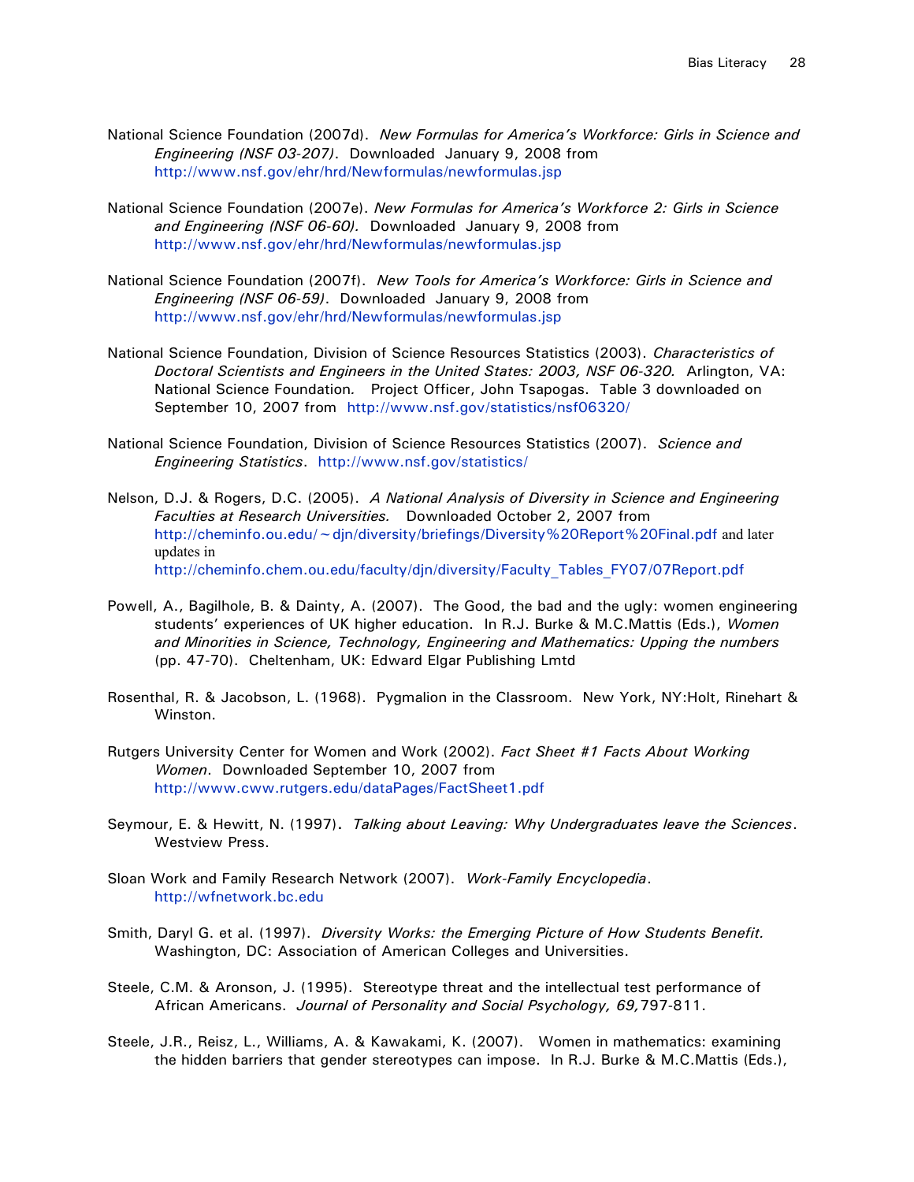National Science Foundation (2007d). *New Formulas for America's Workforce: Girls in Science and Engineering (NSF 03-207)*. Downloaded January 9, 2008 from http://www.nsf.gov/ehr/hrd/Newformulas/newformulas.jsp

National Science Foundation (2007e). *New Formulas for America's Workforce 2: Girls in Science and Engineering (NSF 06-60).* Downloaded January 9, 2008 from http://www.nsf.gov/ehr/hrd/Newformulas/newformulas.jsp

National Science Foundation (2007f). *New Tools for America's Workforce: Girls in Science and Engineering (NSF 06-59)*. Downloaded January 9, 2008 from http://www.nsf.gov/ehr/hrd/Newformulas/newformulas.jsp

National Science Foundation, Division of Science Resources Statistics (2003). *Characteristics of Doctoral Scientists and Engineers in the United States: 2003, NSF 06-320.* Arlington, VA: National Science Foundation. Project Officer, John Tsapogas. Table 3 downloaded on September 10, 2007 from http://www.nsf.gov/statistics/nsf06320/

National Science Foundation, Division of Science Resources Statistics (2007). *Science and Engineering Statistics*. http://www.nsf.gov/statistics/

Nelson, D.J. & Rogers, D.C. (2005). *A National Analysis of Diversity in Science and Engineering Faculties at Research Universities.* Downloaded October 2, 2007 from http://cheminfo.ou.edu/~djn/diversity/briefings/Diversity%20Report%20Final.pdf and later updates in http://cheminfo.chem.ou.edu/faculty/djn/diversity/Faculty_Tables_FY07/07Report.pdf

Powell, A., Bagilhole, B. & Dainty, A. (2007). The Good, the bad and the ugly: women engineering students' experiences of UK higher education. In R.J. Burke & M.C.Mattis (Eds.), *Women and Minorities in Science, Technology, Engineering and Mathematics: Upping the numbers* (pp. 47-70). Cheltenham, UK: Edward Elgar Publishing Lmtd

Rosenthal, R. & Jacobson, L. (1968). Pygmalion in the Classroom. New York, NY:Holt, Rinehart & Winston.

Rutgers University Center for Women and Work (2002). *Fact Sheet #1 Facts About Working Women*. Downloaded September 10, 2007 from http://www.cww.rutgers.edu/dataPages/FactSheet1.pdf

Seymour, E. & Hewitt, N. (1997). *Talking about Leaving: Why Undergraduates leave the Sciences*. Westview Press.

Sloan Work and Family Research Network (2007). *Work-Family Encyclopedia*. http://wfnetwork.bc.edu

Smith, Daryl G. et al. (1997). *Diversity Works: the Emerging Picture of How Students Benefit.* Washington, DC: Association of American Colleges and Universities.

Steele, C.M. & Aronson, J. (1995). Stereotype threat and the intellectual test performance of African Americans. *Journal of Personality and Social Psychology, 69,*797-811.

Steele, J.R., Reisz, L., Williams, A. & Kawakami, K. (2007). Women in mathematics: examining the hidden barriers that gender stereotypes can impose. In R.J. Burke & M.C.Mattis (Eds.),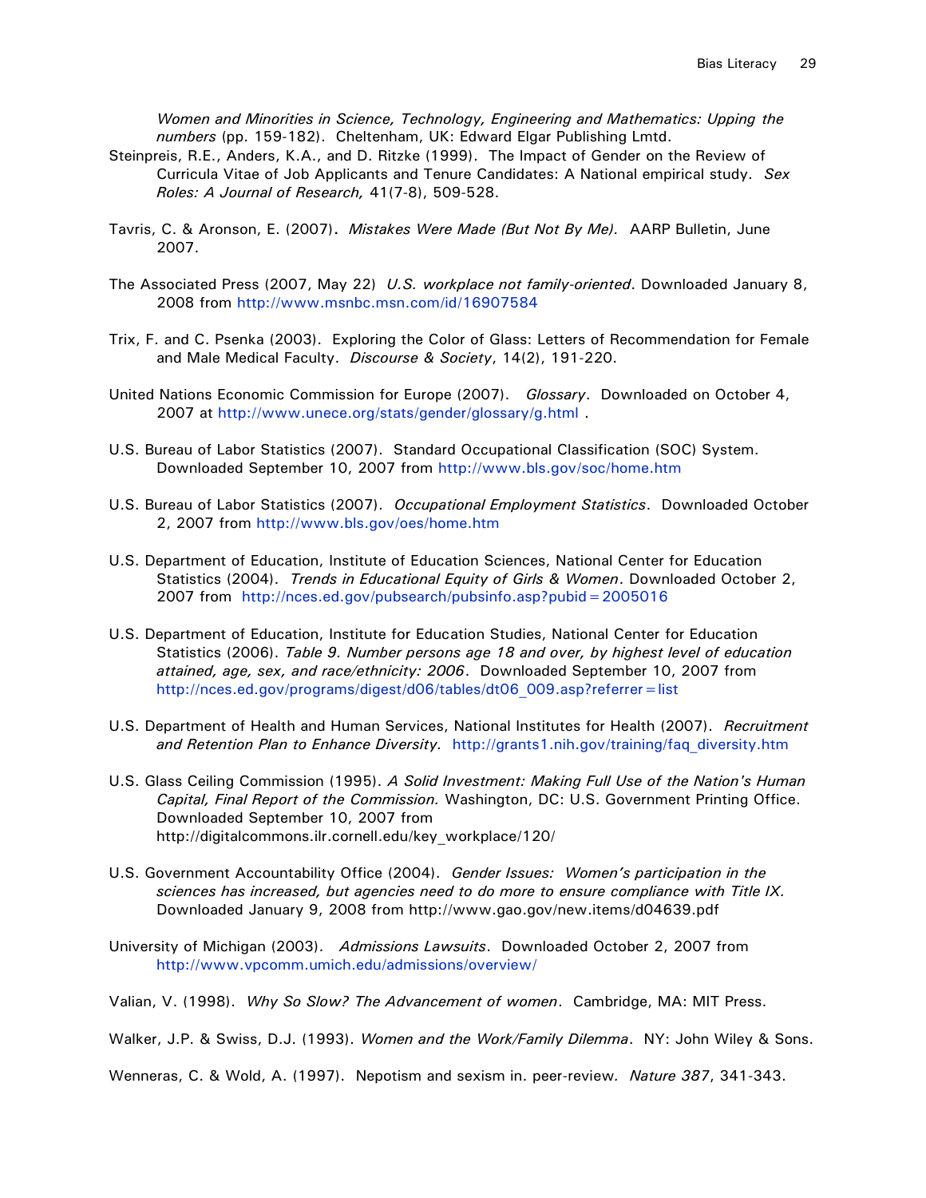*Women and Minorities in Science, Technology, Engineering and Mathematics: Upping the numbers* (pp. 159-182). Cheltenham, UK: Edward Elgar Publishing Lmtd.

Steinpreis, R.E., Anders, K.A., and D. Ritzke (1999). The Impact of Gender on the Review of Curricula Vitae of Job Applicants and Tenure Candidates: A National empirical study. *Sex Roles: A Journal of Research,* 41(7-8), 509-528.

Tavris, C. & Aronson, E. (2007). *Mistakes Were Made (But Not By Me).* AARP Bulletin, June 2007.

The Associated Press (2007, May 22) *U.S. workplace not family-oriented*. Downloaded January 8, 2008 from http://www.msnbc.msn.com/id/16907584

Trix, F. and C. Psenka (2003). Exploring the Color of Glass: Letters of Recommendation for Female and Male Medical Faculty. *Discourse & Society*, 14(2), 191-220.

United Nations Economic Commission for Europe (2007). *Glossary*. Downloaded on October 4, 2007 at http://www.unece.org/stats/gender/glossary/g.html .

U.S. Bureau of Labor Statistics (2007). Standard Occupational Classification (SOC) System. Downloaded September 10, 2007 from http://www.bls.gov/soc/home.htm

U.S. Bureau of Labor Statistics (2007). *Occupational Employment Statistics*. Downloaded October 2, 2007 from http://www.bls.gov/oes/home.htm

U.S. Department of Education, Institute of Education Sciences, National Center for Education Statistics (2004). *Trends in Educational Equity of Girls & Women*. Downloaded October 2, 2007 from http://nces.ed.gov/pubsearch/pubsinfo.asp?pubid=2005016

U.S. Department of Education, Institute for Education Studies, National Center for Education Statistics (2006). *Table 9. Number persons age 18 and over, by highest level of education attained, age, sex, and race/ethnicity: 2006*. Downloaded September 10, 2007 from http://nces.ed.gov/programs/digest/d06/tables/dt06_009.asp?referrer=list

U.S. Department of Health and Human Services, National Institutes for Health (2007). *Recruitment and Retention Plan to Enhance Diversity.* http://grants1.nih.gov/training/faq_diversity.htm

U.S. Glass Ceiling Commission (1995). *A Solid Investment: Making Full Use of the Nation's Human Capital, Final Report of the Commission.* Washington, DC: U.S. Government Printing Office. Downloaded September 10, 2007 from http://digitalcommons.ilr.cornell.edu/key_workplace/120/

U.S. Government Accountability Office (2004). *Gender Issues: Women's participation in the sciences has increased, but agencies need to do more to ensure compliance with Title IX.* Downloaded January 9, 2008 from http://www.gao.gov/new.items/d04639.pdf

University of Michigan (2003). *Admissions Lawsuits*. Downloaded October 2, 2007 from http://www.vpcomm.umich.edu/admissions/overview/

Valian, V. (1998). *Why So Slow? The Advancement of women*. Cambridge, MA: MIT Press.

Walker, J.P. & Swiss, D.J. (1993). *Women and the Work/Family Dilemma*. NY: John Wiley & Sons.

Wenneras, C. & Wold, A. (1997). Nepotism and sexism in. peer-review. *Nature 387*, 341-343.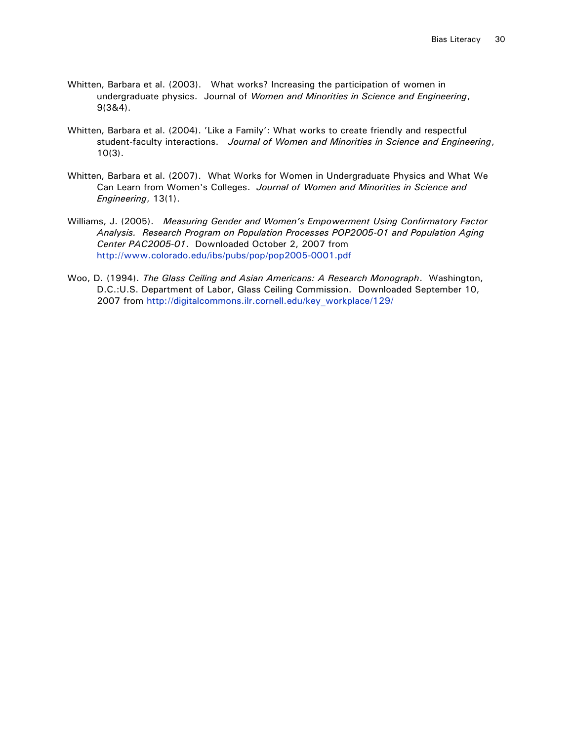Whitten, Barbara et al. (2003). What works? Increasing the participation of women in undergraduate physics. Journal of *Women and Minorities in Science and Engineering*, 9(3&4).

Whitten, Barbara et al. (2004). 'Like a Family': What works to create friendly and respectful student-faculty interactions. *Journal of Women and Minorities in Science and Engineering*, 10(3).

Whitten, Barbara et al. (2007). What Works for Women in Undergraduate Physics and What We Can Learn from Women's Colleges. *Journal of Women and Minorities in Science and Engineering*, 13(1).

Williams, J. (2005). *Measuring Gender and Women's Empowerment Using Confirmatory Factor Analysis. Research Program on Population Processes POP2005-01 and Population Aging Center PAC2005-01*. Downloaded October 2, 2007 from http://www.colorado.edu/ibs/pubs/pop/pop2005-0001.pdf

Woo, D. (1994). *The Glass Ceiling and Asian Americans: A Research Monograph*. Washington, D.C.:U.S. Department of Labor, Glass Ceiling Commission. Downloaded September 10, 2007 from http://digitalcommons.ilr.cornell.edu/key_workplace/129/